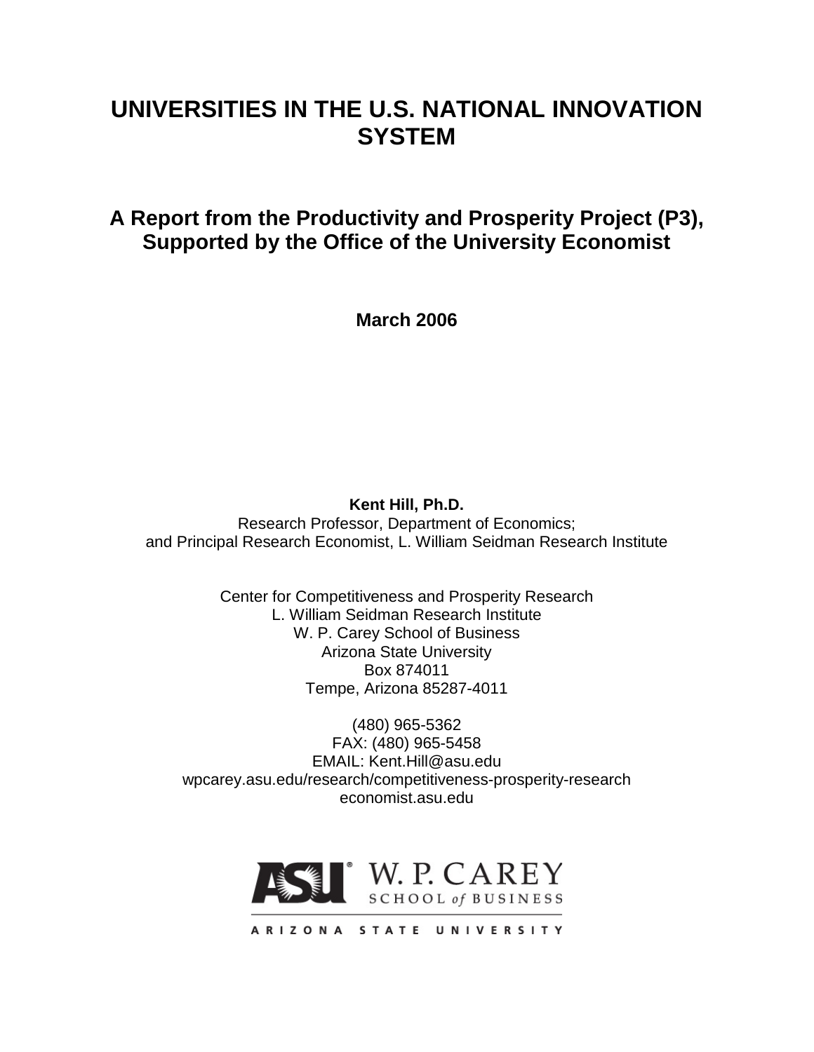# UNIVERSITIES IN THE U.S. NATIONAL INNOVATION SYSTEM

## A Report from the Productivity and Prosperity Project (P3), Supported by the Office of the University Economist

**March 2006**

**Kent Hill, Ph.D.**
Research Professor, Department of Economics;
and Principal Research Economist, L. William Seidman Research Institute

Center for Competitiveness and Prosperity Research
L. William Seidman Research Institute
W. P. Carey School of Business
Arizona State University
Box 874011
Tempe, Arizona 85287-4011

(480) 965-5362
FAX: (480) 965-5458
EMAIL: Kent.Hill@asu.edu
wpcarey.asu.edu/research/competitiveness-prosperity-research
economist.asu.edu

ASU W. P. CAREY SCHOOL of BUSINESS
ARIZONA STATE UNIVERSITY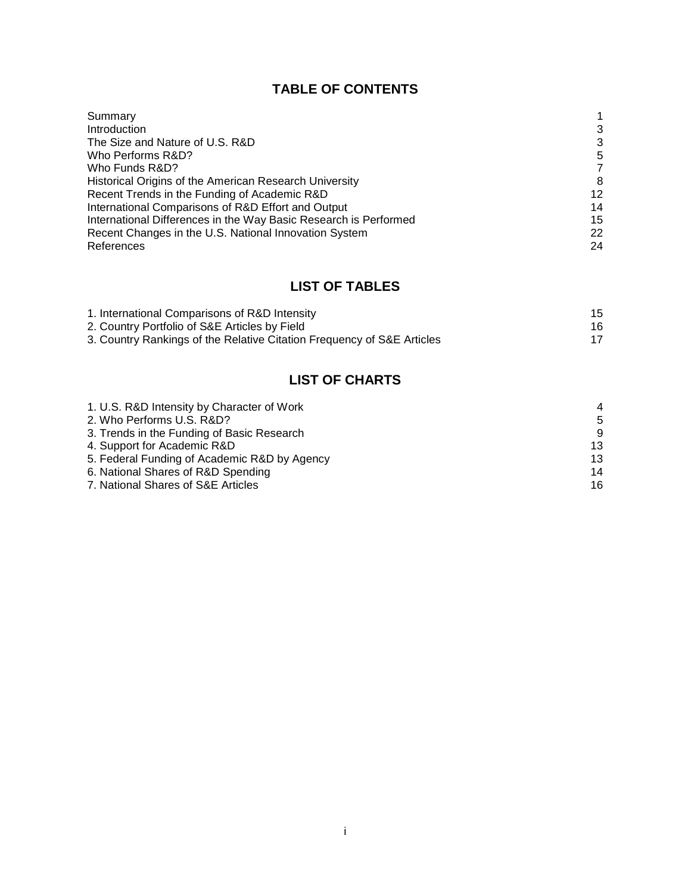## TABLE OF CONTENTS

| | |
|---|---|
| Summary | 1 |
| Introduction | 3 |
| The Size and Nature of U.S. R&D | 3 |
| Who Performs R&D? | 5 |
| Who Funds R&D? | 7 |
| Historical Origins of the American Research University | 8 |
| Recent Trends in the Funding of Academic R&D | 12 |
| International Comparisons of R&D Effort and Output | 14 |
| International Differences in the Way Basic Research is Performed | 15 |
| Recent Changes in the U.S. National Innovation System | 22 |
| References | 24 |

## LIST OF TABLES

| | |
|---|---|
| 1. International Comparisons of R&D Intensity | 15 |
| 2. Country Portfolio of S&E Articles by Field | 16 |
| 3. Country Rankings of the Relative Citation Frequency of S&E Articles | 17 |

## LIST OF CHARTS

| | |
|---|---|
| 1. U.S. R&D Intensity by Character of Work | 4 |
| 2. Who Performs U.S. R&D? | 5 |
| 3. Trends in the Funding of Basic Research | 9 |
| 4. Support for Academic R&D | 13 |
| 5. Federal Funding of Academic R&D by Agency | 13 |
| 6. National Shares of R&D Spending | 14 |
| 7. National Shares of S&E Articles | 16 |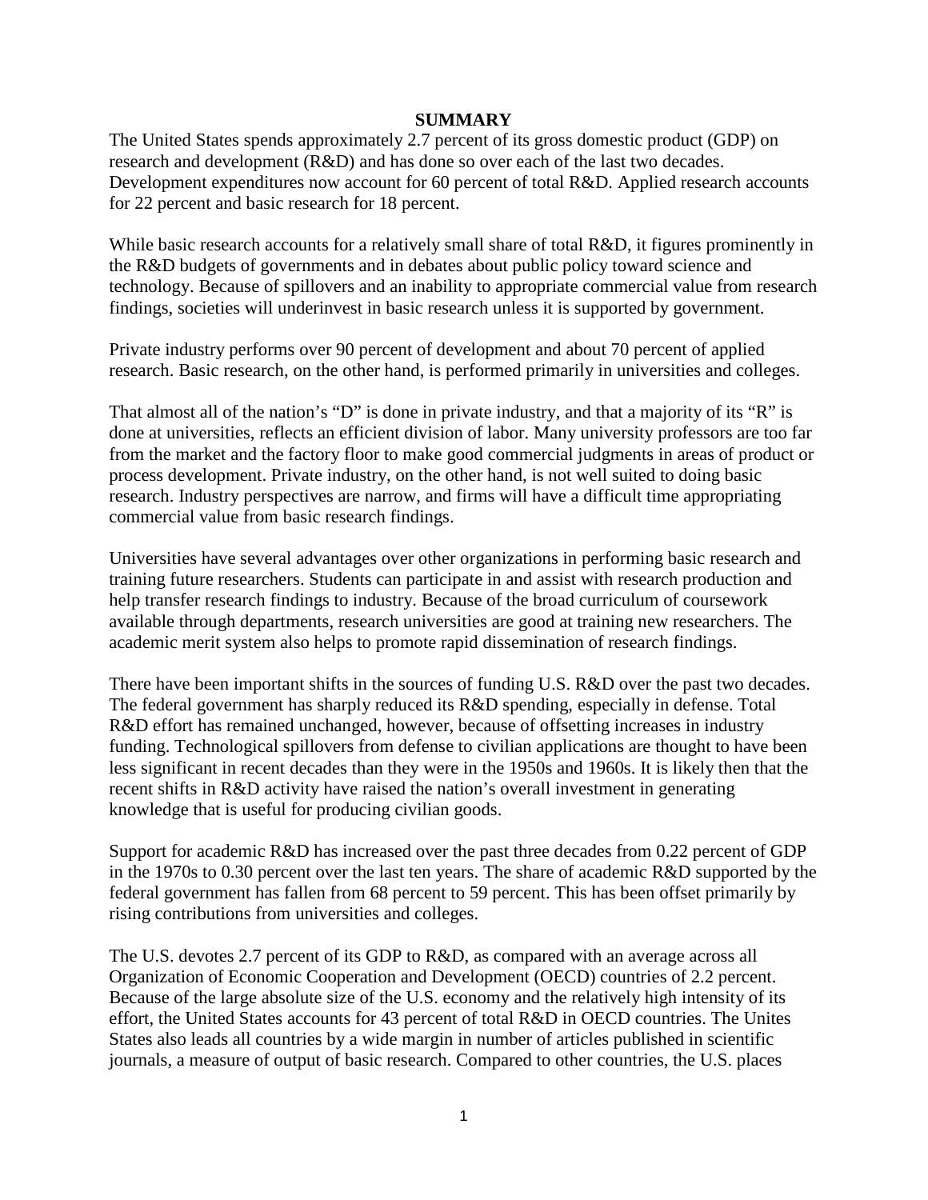## SUMMARY

The United States spends approximately 2.7 percent of its gross domestic product (GDP) on research and development (R&D) and has done so over each of the last two decades. Development expenditures now account for 60 percent of total R&D. Applied research accounts for 22 percent and basic research for 18 percent.

While basic research accounts for a relatively small share of total R&D, it figures prominently in the R&D budgets of governments and in debates about public policy toward science and technology. Because of spillovers and an inability to appropriate commercial value from research findings, societies will underinvest in basic research unless it is supported by government.

Private industry performs over 90 percent of development and about 70 percent of applied research. Basic research, on the other hand, is performed primarily in universities and colleges.

That almost all of the nation's "D" is done in private industry, and that a majority of its "R" is done at universities, reflects an efficient division of labor. Many university professors are too far from the market and the factory floor to make good commercial judgments in areas of product or process development. Private industry, on the other hand, is not well suited to doing basic research. Industry perspectives are narrow, and firms will have a difficult time appropriating commercial value from basic research findings.

Universities have several advantages over other organizations in performing basic research and training future researchers. Students can participate in and assist with research production and help transfer research findings to industry. Because of the broad curriculum of coursework available through departments, research universities are good at training new researchers. The academic merit system also helps to promote rapid dissemination of research findings.

There have been important shifts in the sources of funding U.S. R&D over the past two decades. The federal government has sharply reduced its R&D spending, especially in defense. Total R&D effort has remained unchanged, however, because of offsetting increases in industry funding. Technological spillovers from defense to civilian applications are thought to have been less significant in recent decades than they were in the 1950s and 1960s. It is likely then that the recent shifts in R&D activity have raised the nation's overall investment in generating knowledge that is useful for producing civilian goods.

Support for academic R&D has increased over the past three decades from 0.22 percent of GDP in the 1970s to 0.30 percent over the last ten years. The share of academic R&D supported by the federal government has fallen from 68 percent to 59 percent. This has been offset primarily by rising contributions from universities and colleges.

The U.S. devotes 2.7 percent of its GDP to R&D, as compared with an average across all Organization of Economic Cooperation and Development (OECD) countries of 2.2 percent. Because of the large absolute size of the U.S. economy and the relatively high intensity of its effort, the United States accounts for 43 percent of total R&D in OECD countries. The Unites States also leads all countries by a wide margin in number of articles published in scientific journals, a measure of output of basic research. Compared to other countries, the U.S. places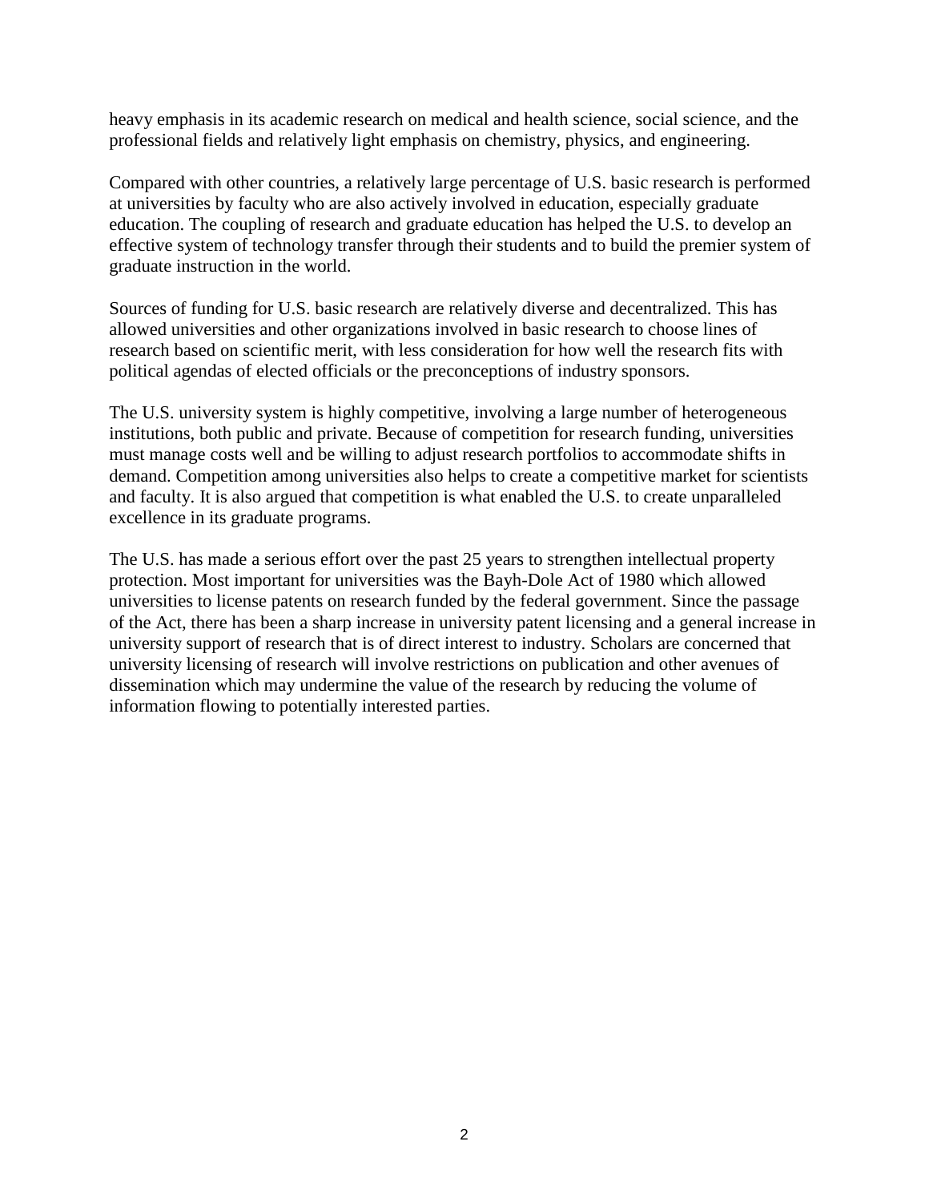heavy emphasis in its academic research on medical and health science, social science, and the professional fields and relatively light emphasis on chemistry, physics, and engineering.

Compared with other countries, a relatively large percentage of U.S. basic research is performed at universities by faculty who are also actively involved in education, especially graduate education. The coupling of research and graduate education has helped the U.S. to develop an effective system of technology transfer through their students and to build the premier system of graduate instruction in the world.

Sources of funding for U.S. basic research are relatively diverse and decentralized. This has allowed universities and other organizations involved in basic research to choose lines of research based on scientific merit, with less consideration for how well the research fits with political agendas of elected officials or the preconceptions of industry sponsors.

The U.S. university system is highly competitive, involving a large number of heterogeneous institutions, both public and private. Because of competition for research funding, universities must manage costs well and be willing to adjust research portfolios to accommodate shifts in demand. Competition among universities also helps to create a competitive market for scientists and faculty. It is also argued that competition is what enabled the U.S. to create unparalleled excellence in its graduate programs.

The U.S. has made a serious effort over the past 25 years to strengthen intellectual property protection. Most important for universities was the Bayh-Dole Act of 1980 which allowed universities to license patents on research funded by the federal government. Since the passage of the Act, there has been a sharp increase in university patent licensing and a general increase in university support of research that is of direct interest to industry. Scholars are concerned that university licensing of research will involve restrictions on publication and other avenues of dissemination which may undermine the value of the research by reducing the volume of information flowing to potentially interested parties.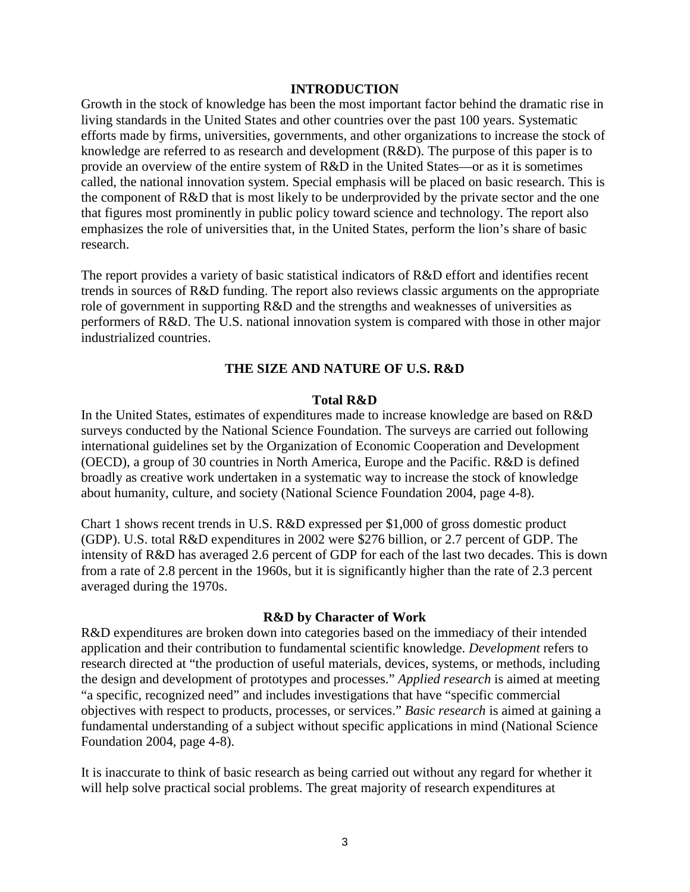## INTRODUCTION

Growth in the stock of knowledge has been the most important factor behind the dramatic rise in living standards in the United States and other countries over the past 100 years. Systematic efforts made by firms, universities, governments, and other organizations to increase the stock of knowledge are referred to as research and development (R&D). The purpose of this paper is to provide an overview of the entire system of R&D in the United States—or as it is sometimes called, the national innovation system. Special emphasis will be placed on basic research. This is the component of R&D that is most likely to be underprovided by the private sector and the one that figures most prominently in public policy toward science and technology. The report also emphasizes the role of universities that, in the United States, perform the lion's share of basic research.

The report provides a variety of basic statistical indicators of R&D effort and identifies recent trends in sources of R&D funding. The report also reviews classic arguments on the appropriate role of government in supporting R&D and the strengths and weaknesses of universities as performers of R&D. The U.S. national innovation system is compared with those in other major industrialized countries.

## THE SIZE AND NATURE OF U.S. R&D

### Total R&D

In the United States, estimates of expenditures made to increase knowledge are based on R&D surveys conducted by the National Science Foundation. The surveys are carried out following international guidelines set by the Organization of Economic Cooperation and Development (OECD), a group of 30 countries in North America, Europe and the Pacific. R&D is defined broadly as creative work undertaken in a systematic way to increase the stock of knowledge about humanity, culture, and society (National Science Foundation 2004, page 4-8).

Chart 1 shows recent trends in U.S. R&D expressed per $1,000 of gross domestic product (GDP). U.S. total R&D expenditures in 2002 were $276 billion, or 2.7 percent of GDP. The intensity of R&D has averaged 2.6 percent of GDP for each of the last two decades. This is down from a rate of 2.8 percent in the 1960s, but it is significantly higher than the rate of 2.3 percent averaged during the 1970s.

### R&D by Character of Work

R&D expenditures are broken down into categories based on the immediacy of their intended application and their contribution to fundamental scientific knowledge. *Development* refers to research directed at "the production of useful materials, devices, systems, or methods, including the design and development of prototypes and processes." *Applied research* is aimed at meeting "a specific, recognized need" and includes investigations that have "specific commercial objectives with respect to products, processes, or services." *Basic research* is aimed at gaining a fundamental understanding of a subject without specific applications in mind (National Science Foundation 2004, page 4-8).

It is inaccurate to think of basic research as being carried out without any regard for whether it will help solve practical social problems. The great majority of research expenditures at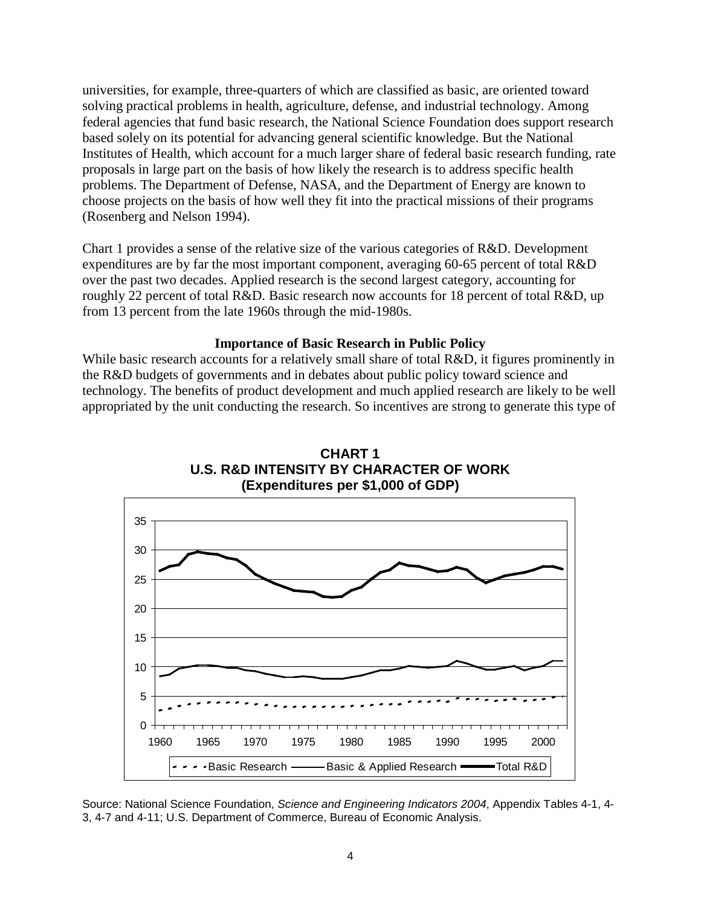universities, for example, three-quarters of which are classified as basic, are oriented toward solving practical problems in health, agriculture, defense, and industrial technology. Among federal agencies that fund basic research, the National Science Foundation does support research based solely on its potential for advancing general scientific knowledge. But the National Institutes of Health, which account for a much larger share of federal basic research funding, rate proposals in large part on the basis of how likely the research is to address specific health problems. The Department of Defense, NASA, and the Department of Energy are known to choose projects on the basis of how well they fit into the practical missions of their programs (Rosenberg and Nelson 1994).

Chart 1 provides a sense of the relative size of the various categories of R&D. Development expenditures are by far the most important component, averaging 60-65 percent of total R&D over the past two decades. Applied research is the second largest category, accounting for roughly 22 percent of total R&D. Basic research now accounts for 18 percent of total R&D, up from 13 percent from the late 1960s through the mid-1980s.

### Importance of Basic Research in Public Policy

While basic research accounts for a relatively small share of total R&D, it figures prominently in the R&D budgets of governments and in debates about public policy toward science and technology. The benefits of product development and much applied research are likely to be well appropriated by the unit conducting the research. So incentives are strong to generate this type of

**CHART 1**
**U.S. R&D INTENSITY BY CHARACTER OF WORK**
**(Expenditures per $1,000 of GDP)**

Source: National Science Foundation, *Science and Engineering Indicators 2004*, Appendix Tables 4-1, 4-3, 4-7 and 4-11; U.S. Department of Commerce, Bureau of Economic Analysis.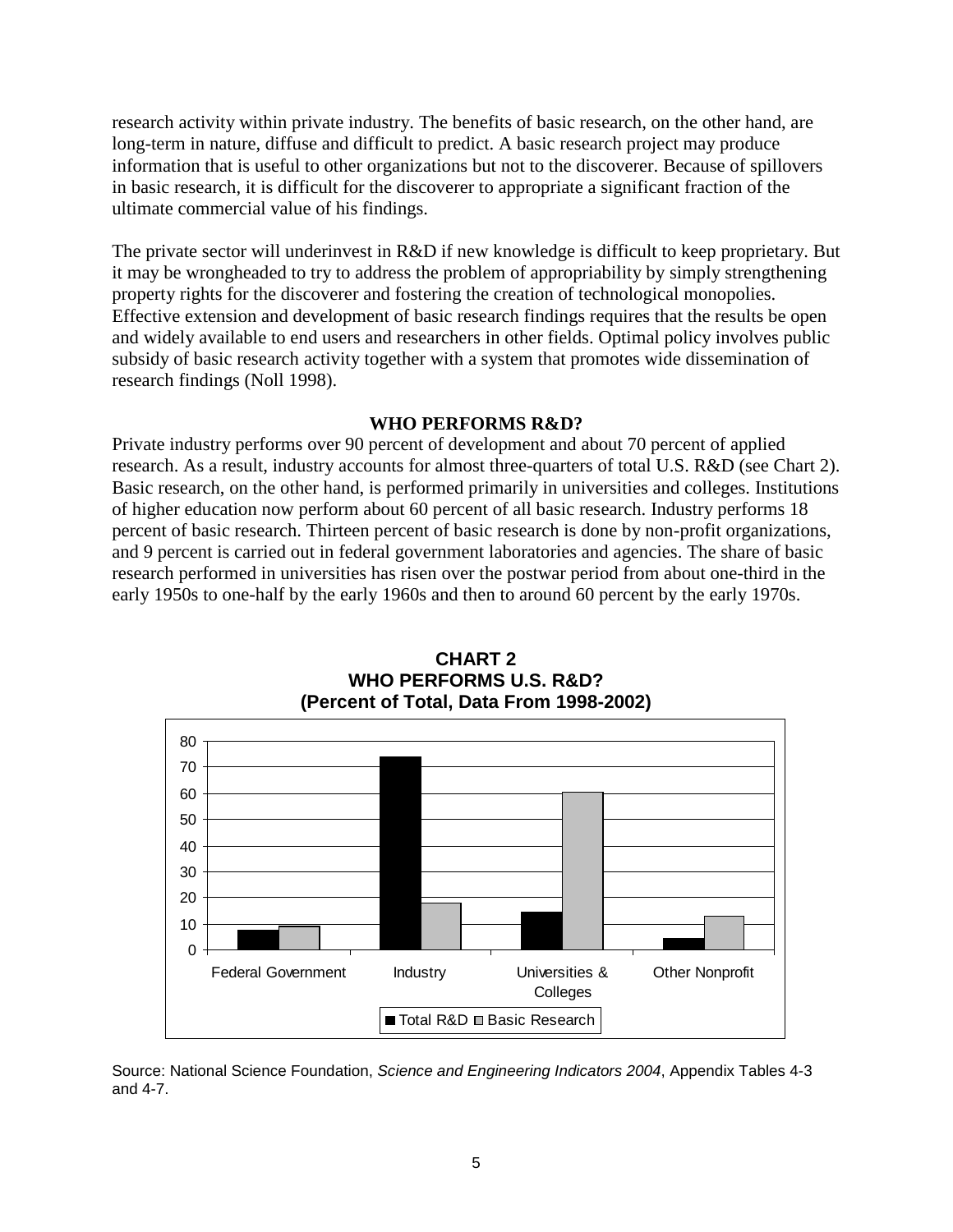research activity within private industry. The benefits of basic research, on the other hand, are long-term in nature, diffuse and difficult to predict. A basic research project may produce information that is useful to other organizations but not to the discoverer. Because of spillovers in basic research, it is difficult for the discoverer to appropriate a significant fraction of the ultimate commercial value of his findings.

The private sector will underinvest in R&D if new knowledge is difficult to keep proprietary. But it may be wrongheaded to try to address the problem of appropriability by simply strengthening property rights for the discoverer and fostering the creation of technological monopolies. Effective extension and development of basic research findings requires that the results be open and widely available to end users and researchers in other fields. Optimal policy involves public subsidy of basic research activity together with a system that promotes wide dissemination of research findings (Noll 1998).

## WHO PERFORMS R&D?

Private industry performs over 90 percent of development and about 70 percent of applied research. As a result, industry accounts for almost three-quarters of total U.S. R&D (see Chart 2). Basic research, on the other hand, is performed primarily in universities and colleges. Institutions of higher education now perform about 60 percent of all basic research. Industry performs 18 percent of basic research. Thirteen percent of basic research is done by non-profit organizations, and 9 percent is carried out in federal government laboratories and agencies. The share of basic research performed in universities has risen over the postwar period from about one-third in the early 1950s to one-half by the early 1960s and then to around 60 percent by the early 1970s.

**CHART 2**
**WHO PERFORMS U.S. R&D?**
**(Percent of Total, Data From 1998-2002)**

| | Total R&D | Basic Research |
|---|---|---|
| Federal Government | ~8 | ~9 |
| Industry | ~74 | ~18 |
| Universities & Colleges | ~15 | ~60 |
| Other Nonprofit | ~5 | ~13 |

Source: National Science Foundation, *Science and Engineering Indicators 2004*, Appendix Tables 4-3 and 4-7.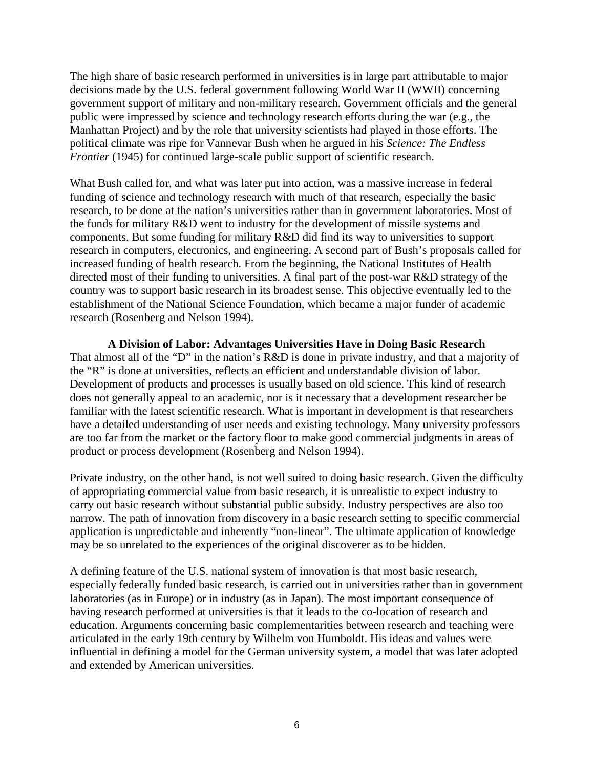The high share of basic research performed in universities is in large part attributable to major decisions made by the U.S. federal government following World War II (WWII) concerning government support of military and non-military research. Government officials and the general public were impressed by science and technology research efforts during the war (e.g., the Manhattan Project) and by the role that university scientists had played in those efforts. The political climate was ripe for Vannevar Bush when he argued in his *Science: The Endless Frontier* (1945) for continued large-scale public support of scientific research.

What Bush called for, and what was later put into action, was a massive increase in federal funding of science and technology research with much of that research, especially the basic research, to be done at the nation's universities rather than in government laboratories. Most of the funds for military R&D went to industry for the development of missile systems and components. But some funding for military R&D did find its way to universities to support research in computers, electronics, and engineering. A second part of Bush's proposals called for increased funding of health research. From the beginning, the National Institutes of Health directed most of their funding to universities. A final part of the post-war R&D strategy of the country was to support basic research in its broadest sense. This objective eventually led to the establishment of the National Science Foundation, which became a major funder of academic research (Rosenberg and Nelson 1994).

### A Division of Labor: Advantages Universities Have in Doing Basic Research

That almost all of the "D" in the nation's R&D is done in private industry, and that a majority of the "R" is done at universities, reflects an efficient and understandable division of labor. Development of products and processes is usually based on old science. This kind of research does not generally appeal to an academic, nor is it necessary that a development researcher be familiar with the latest scientific research. What is important in development is that researchers have a detailed understanding of user needs and existing technology. Many university professors are too far from the market or the factory floor to make good commercial judgments in areas of product or process development (Rosenberg and Nelson 1994).

Private industry, on the other hand, is not well suited to doing basic research. Given the difficulty of appropriating commercial value from basic research, it is unrealistic to expect industry to carry out basic research without substantial public subsidy. Industry perspectives are also too narrow. The path of innovation from discovery in a basic research setting to specific commercial application is unpredictable and inherently "non-linear". The ultimate application of knowledge may be so unrelated to the experiences of the original discoverer as to be hidden.

A defining feature of the U.S. national system of innovation is that most basic research, especially federally funded basic research, is carried out in universities rather than in government laboratories (as in Europe) or in industry (as in Japan). The most important consequence of having research performed at universities is that it leads to the co-location of research and education. Arguments concerning basic complementarities between research and teaching were articulated in the early 19th century by Wilhelm von Humboldt. His ideas and values were influential in defining a model for the German university system, a model that was later adopted and extended by American universities.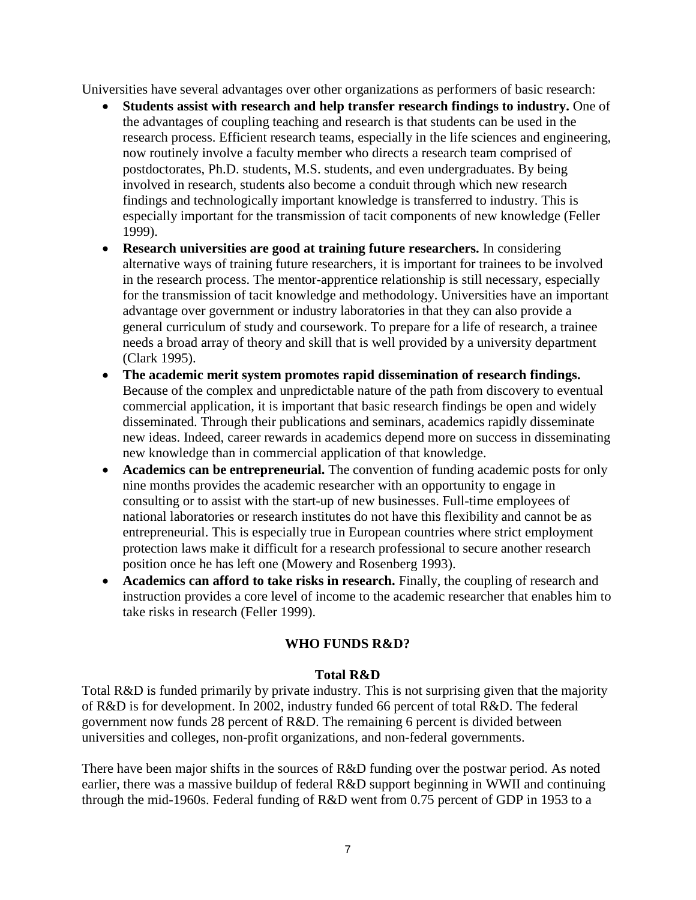Universities have several advantages over other organizations as performers of basic research:

- **Students assist with research and help transfer research findings to industry.** One of the advantages of coupling teaching and research is that students can be used in the research process. Efficient research teams, especially in the life sciences and engineering, now routinely involve a faculty member who directs a research team comprised of postdoctorates, Ph.D. students, M.S. students, and even undergraduates. By being involved in research, students also become a conduit through which new research findings and technologically important knowledge is transferred to industry. This is especially important for the transmission of tacit components of new knowledge (Feller 1999).
- **Research universities are good at training future researchers.** In considering alternative ways of training future researchers, it is important for trainees to be involved in the research process. The mentor-apprentice relationship is still necessary, especially for the transmission of tacit knowledge and methodology. Universities have an important advantage over government or industry laboratories in that they can also provide a general curriculum of study and coursework. To prepare for a life of research, a trainee needs a broad array of theory and skill that is well provided by a university department (Clark 1995).
- **The academic merit system promotes rapid dissemination of research findings.** Because of the complex and unpredictable nature of the path from discovery to eventual commercial application, it is important that basic research findings be open and widely disseminated. Through their publications and seminars, academics rapidly disseminate new ideas. Indeed, career rewards in academics depend more on success in disseminating new knowledge than in commercial application of that knowledge.
- **Academics can be entrepreneurial.** The convention of funding academic posts for only nine months provides the academic researcher with an opportunity to engage in consulting or to assist with the start-up of new businesses. Full-time employees of national laboratories or research institutes do not have this flexibility and cannot be as entrepreneurial. This is especially true in European countries where strict employment protection laws make it difficult for a research professional to secure another research position once he has left one (Mowery and Rosenberg 1993).
- **Academics can afford to take risks in research.** Finally, the coupling of research and instruction provides a core level of income to the academic researcher that enables him to take risks in research (Feller 1999).

## WHO FUNDS R&D?

### Total R&D

Total R&D is funded primarily by private industry. This is not surprising given that the majority of R&D is for development. In 2002, industry funded 66 percent of total R&D. The federal government now funds 28 percent of R&D. The remaining 6 percent is divided between universities and colleges, non-profit organizations, and non-federal governments.

There have been major shifts in the sources of R&D funding over the postwar period. As noted earlier, there was a massive buildup of federal R&D support beginning in WWII and continuing through the mid-1960s. Federal funding of R&D went from 0.75 percent of GDP in 1953 to a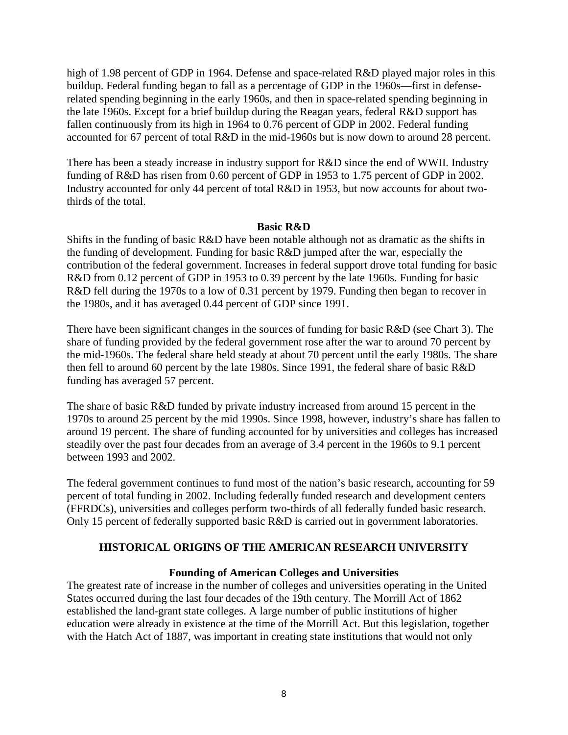high of 1.98 percent of GDP in 1964. Defense and space-related R&D played major roles in this buildup. Federal funding began to fall as a percentage of GDP in the 1960s—first in defense-related spending beginning in the early 1960s, and then in space-related spending beginning in the late 1960s. Except for a brief buildup during the Reagan years, federal R&D support has fallen continuously from its high in 1964 to 0.76 percent of GDP in 2002. Federal funding accounted for 67 percent of total R&D in the mid-1960s but is now down to around 28 percent.

There has been a steady increase in industry support for R&D since the end of WWII. Industry funding of R&D has risen from 0.60 percent of GDP in 1953 to 1.75 percent of GDP in 2002. Industry accounted for only 44 percent of total R&D in 1953, but now accounts for about two-thirds of the total.

### Basic R&D

Shifts in the funding of basic R&D have been notable although not as dramatic as the shifts in the funding of development. Funding for basic R&D jumped after the war, especially the contribution of the federal government. Increases in federal support drove total funding for basic R&D from 0.12 percent of GDP in 1953 to 0.39 percent by the late 1960s. Funding for basic R&D fell during the 1970s to a low of 0.31 percent by 1979. Funding then began to recover in the 1980s, and it has averaged 0.44 percent of GDP since 1991.

There have been significant changes in the sources of funding for basic R&D (see Chart 3). The share of funding provided by the federal government rose after the war to around 70 percent by the mid-1960s. The federal share held steady at about 70 percent until the early 1980s. The share then fell to around 60 percent by the late 1980s. Since 1991, the federal share of basic R&D funding has averaged 57 percent.

The share of basic R&D funded by private industry increased from around 15 percent in the 1970s to around 25 percent by the mid 1990s. Since 1998, however, industry's share has fallen to around 19 percent. The share of funding accounted for by universities and colleges has increased steadily over the past four decades from an average of 3.4 percent in the 1960s to 9.1 percent between 1993 and 2002.

The federal government continues to fund most of the nation's basic research, accounting for 59 percent of total funding in 2002. Including federally funded research and development centers (FFRDCs), universities and colleges perform two-thirds of all federally funded basic research. Only 15 percent of federally supported basic R&D is carried out in government laboratories.

## HISTORICAL ORIGINS OF THE AMERICAN RESEARCH UNIVERSITY

### Founding of American Colleges and Universities

The greatest rate of increase in the number of colleges and universities operating in the United States occurred during the last four decades of the 19th century. The Morrill Act of 1862 established the land-grant state colleges. A large number of public institutions of higher education were already in existence at the time of the Morrill Act. But this legislation, together with the Hatch Act of 1887, was important in creating state institutions that would not only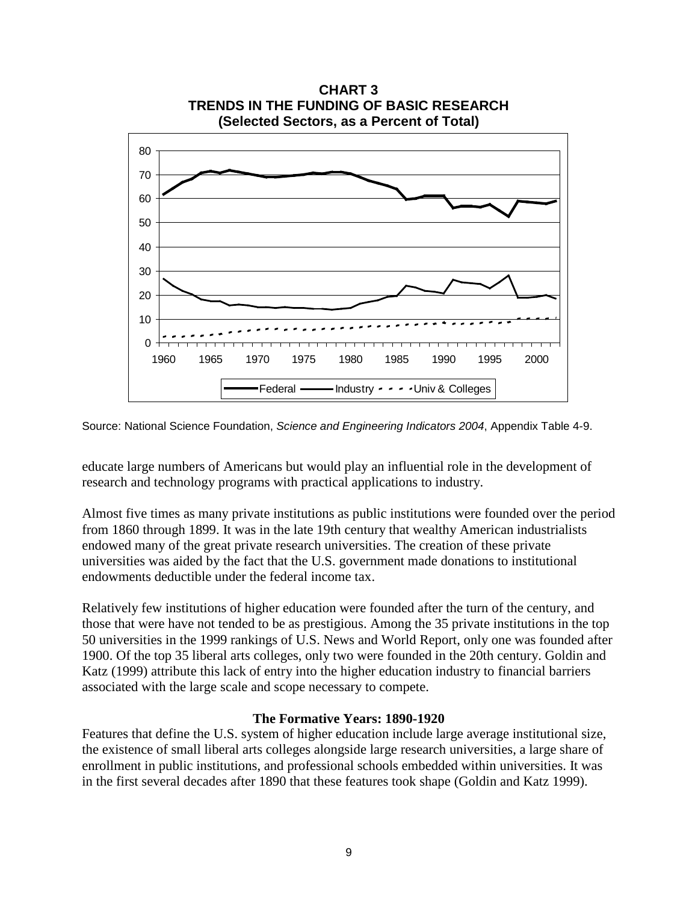**CHART 3**
**TRENDS IN THE FUNDING OF BASIC RESEARCH**
**(Selected Sectors, as a Percent of Total)**

Source: National Science Foundation, *Science and Engineering Indicators 2004*, Appendix Table 4-9.

educate large numbers of Americans but would play an influential role in the development of research and technology programs with practical applications to industry.

Almost five times as many private institutions as public institutions were founded over the period from 1860 through 1899. It was in the late 19th century that wealthy American industrialists endowed many of the great private research universities. The creation of these private universities was aided by the fact that the U.S. government made donations to institutional endowments deductible under the federal income tax.

Relatively few institutions of higher education were founded after the turn of the century, and those that were have not tended to be as prestigious. Among the 35 private institutions in the top 50 universities in the 1999 rankings of U.S. News and World Report, only one was founded after 1900. Of the top 35 liberal arts colleges, only two were founded in the 20th century. Goldin and Katz (1999) attribute this lack of entry into the higher education industry to financial barriers associated with the large scale and scope necessary to compete.

### The Formative Years: 1890-1920

Features that define the U.S. system of higher education include large average institutional size, the existence of small liberal arts colleges alongside large research universities, a large share of enrollment in public institutions, and professional schools embedded within universities. It was in the first several decades after 1890 that these features took shape (Goldin and Katz 1999).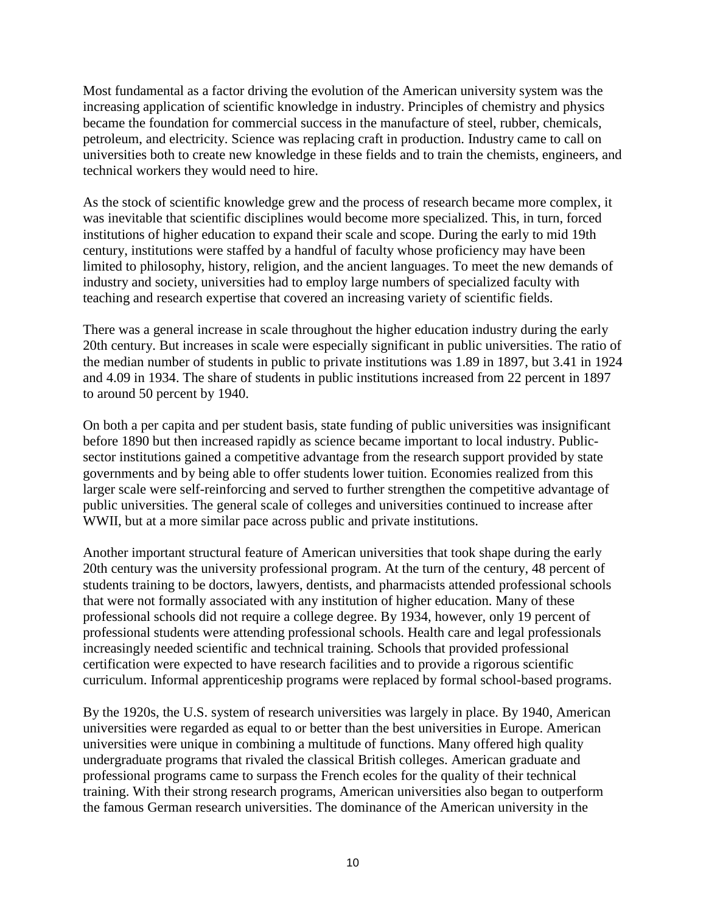Most fundamental as a factor driving the evolution of the American university system was the increasing application of scientific knowledge in industry. Principles of chemistry and physics became the foundation for commercial success in the manufacture of steel, rubber, chemicals, petroleum, and electricity. Science was replacing craft in production. Industry came to call on universities both to create new knowledge in these fields and to train the chemists, engineers, and technical workers they would need to hire.

As the stock of scientific knowledge grew and the process of research became more complex, it was inevitable that scientific disciplines would become more specialized. This, in turn, forced institutions of higher education to expand their scale and scope. During the early to mid 19th century, institutions were staffed by a handful of faculty whose proficiency may have been limited to philosophy, history, religion, and the ancient languages. To meet the new demands of industry and society, universities had to employ large numbers of specialized faculty with teaching and research expertise that covered an increasing variety of scientific fields.

There was a general increase in scale throughout the higher education industry during the early 20th century. But increases in scale were especially significant in public universities. The ratio of the median number of students in public to private institutions was 1.89 in 1897, but 3.41 in 1924 and 4.09 in 1934. The share of students in public institutions increased from 22 percent in 1897 to around 50 percent by 1940.

On both a per capita and per student basis, state funding of public universities was insignificant before 1890 but then increased rapidly as science became important to local industry. Public-sector institutions gained a competitive advantage from the research support provided by state governments and by being able to offer students lower tuition. Economies realized from this larger scale were self-reinforcing and served to further strengthen the competitive advantage of public universities. The general scale of colleges and universities continued to increase after WWII, but at a more similar pace across public and private institutions.

Another important structural feature of American universities that took shape during the early 20th century was the university professional program. At the turn of the century, 48 percent of students training to be doctors, lawyers, dentists, and pharmacists attended professional schools that were not formally associated with any institution of higher education. Many of these professional schools did not require a college degree. By 1934, however, only 19 percent of professional students were attending professional schools. Health care and legal professionals increasingly needed scientific and technical training. Schools that provided professional certification were expected to have research facilities and to provide a rigorous scientific curriculum. Informal apprenticeship programs were replaced by formal school-based programs.

By the 1920s, the U.S. system of research universities was largely in place. By 1940, American universities were regarded as equal to or better than the best universities in Europe. American universities were unique in combining a multitude of functions. Many offered high quality undergraduate programs that rivaled the classical British colleges. American graduate and professional programs came to surpass the French ecoles for the quality of their technical training. With their strong research programs, American universities also began to outperform the famous German research universities. The dominance of the American university in the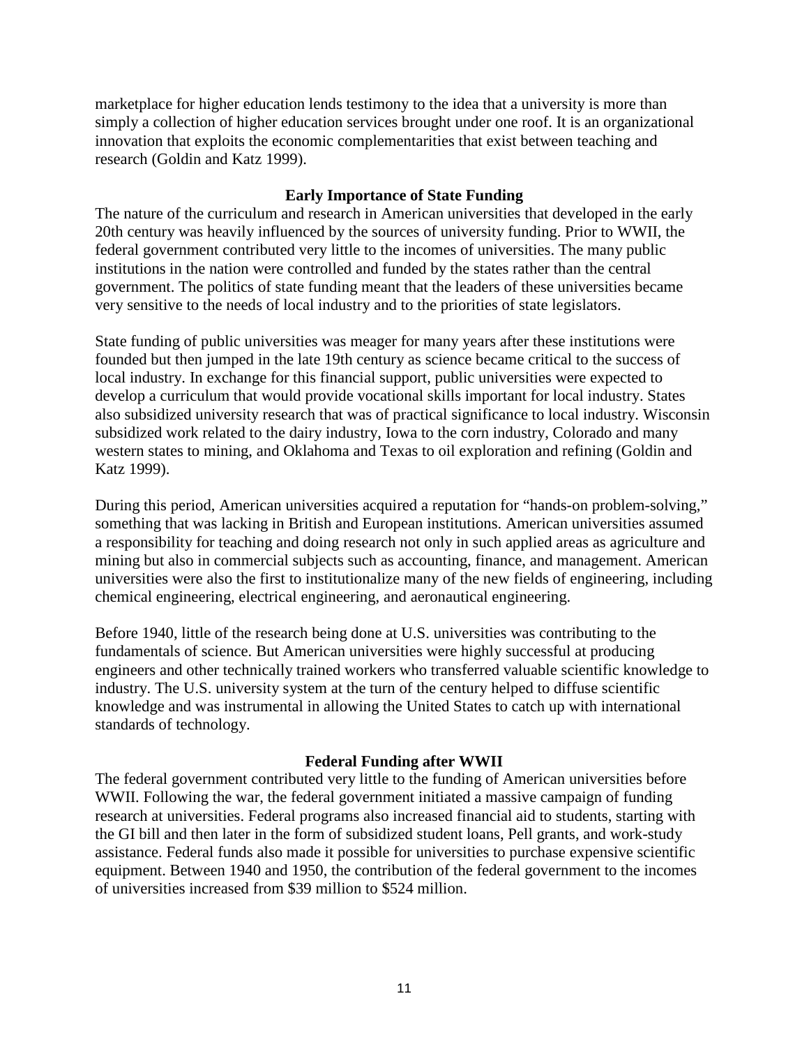marketplace for higher education lends testimony to the idea that a university is more than simply a collection of higher education services brought under one roof. It is an organizational innovation that exploits the economic complementarities that exist between teaching and research (Goldin and Katz 1999).

## Early Importance of State Funding

The nature of the curriculum and research in American universities that developed in the early 20th century was heavily influenced by the sources of university funding. Prior to WWII, the federal government contributed very little to the incomes of universities. The many public institutions in the nation were controlled and funded by the states rather than the central government. The politics of state funding meant that the leaders of these universities became very sensitive to the needs of local industry and to the priorities of state legislators.

State funding of public universities was meager for many years after these institutions were founded but then jumped in the late 19th century as science became critical to the success of local industry. In exchange for this financial support, public universities were expected to develop a curriculum that would provide vocational skills important for local industry. States also subsidized university research that was of practical significance to local industry. Wisconsin subsidized work related to the dairy industry, Iowa to the corn industry, Colorado and many western states to mining, and Oklahoma and Texas to oil exploration and refining (Goldin and Katz 1999).

During this period, American universities acquired a reputation for "hands-on problem-solving," something that was lacking in British and European institutions. American universities assumed a responsibility for teaching and doing research not only in such applied areas as agriculture and mining but also in commercial subjects such as accounting, finance, and management. American universities were also the first to institutionalize many of the new fields of engineering, including chemical engineering, electrical engineering, and aeronautical engineering.

Before 1940, little of the research being done at U.S. universities was contributing to the fundamentals of science. But American universities were highly successful at producing engineers and other technically trained workers who transferred valuable scientific knowledge to industry. The U.S. university system at the turn of the century helped to diffuse scientific knowledge and was instrumental in allowing the United States to catch up with international standards of technology.

## Federal Funding after WWII

The federal government contributed very little to the funding of American universities before WWII. Following the war, the federal government initiated a massive campaign of funding research at universities. Federal programs also increased financial aid to students, starting with the GI bill and then later in the form of subsidized student loans, Pell grants, and work-study assistance. Federal funds also made it possible for universities to purchase expensive scientific equipment. Between 1940 and 1950, the contribution of the federal government to the incomes of universities increased from $39 million to $524 million.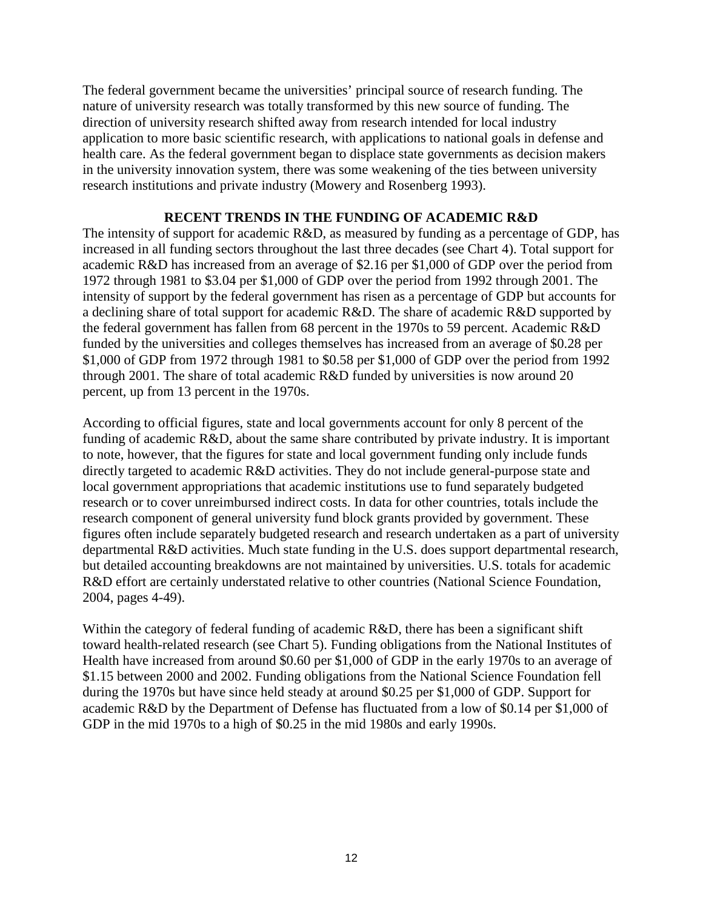The federal government became the universities' principal source of research funding. The nature of university research was totally transformed by this new source of funding. The direction of university research shifted away from research intended for local industry application to more basic scientific research, with applications to national goals in defense and health care. As the federal government began to displace state governments as decision makers in the university innovation system, there was some weakening of the ties between university research institutions and private industry (Mowery and Rosenberg 1993).

## RECENT TRENDS IN THE FUNDING OF ACADEMIC R&D

The intensity of support for academic R&D, as measured by funding as a percentage of GDP, has increased in all funding sectors throughout the last three decades (see Chart 4). Total support for academic R&D has increased from an average of $2.16 per $1,000 of GDP over the period from 1972 through 1981 to $3.04 per $1,000 of GDP over the period from 1992 through 2001. The intensity of support by the federal government has risen as a percentage of GDP but accounts for a declining share of total support for academic R&D. The share of academic R&D supported by the federal government has fallen from 68 percent in the 1970s to 59 percent. Academic R&D funded by the universities and colleges themselves has increased from an average of $0.28 per $1,000 of GDP from 1972 through 1981 to $0.58 per $1,000 of GDP over the period from 1992 through 2001. The share of total academic R&D funded by universities is now around 20 percent, up from 13 percent in the 1970s.

According to official figures, state and local governments account for only 8 percent of the funding of academic R&D, about the same share contributed by private industry. It is important to note, however, that the figures for state and local government funding only include funds directly targeted to academic R&D activities. They do not include general-purpose state and local government appropriations that academic institutions use to fund separately budgeted research or to cover unreimbursed indirect costs. In data for other countries, totals include the research component of general university fund block grants provided by government. These figures often include separately budgeted research and research undertaken as a part of university departmental R&D activities. Much state funding in the U.S. does support departmental research, but detailed accounting breakdowns are not maintained by universities. U.S. totals for academic R&D effort are certainly understated relative to other countries (National Science Foundation, 2004, pages 4-49).

Within the category of federal funding of academic R&D, there has been a significant shift toward health-related research (see Chart 5). Funding obligations from the National Institutes of Health have increased from around $0.60 per $1,000 of GDP in the early 1970s to an average of $1.15 between 2000 and 2002. Funding obligations from the National Science Foundation fell during the 1970s but have since held steady at around $0.25 per $1,000 of GDP. Support for academic R&D by the Department of Defense has fluctuated from a low of $0.14 per $1,000 of GDP in the mid 1970s to a high of $0.25 in the mid 1980s and early 1990s.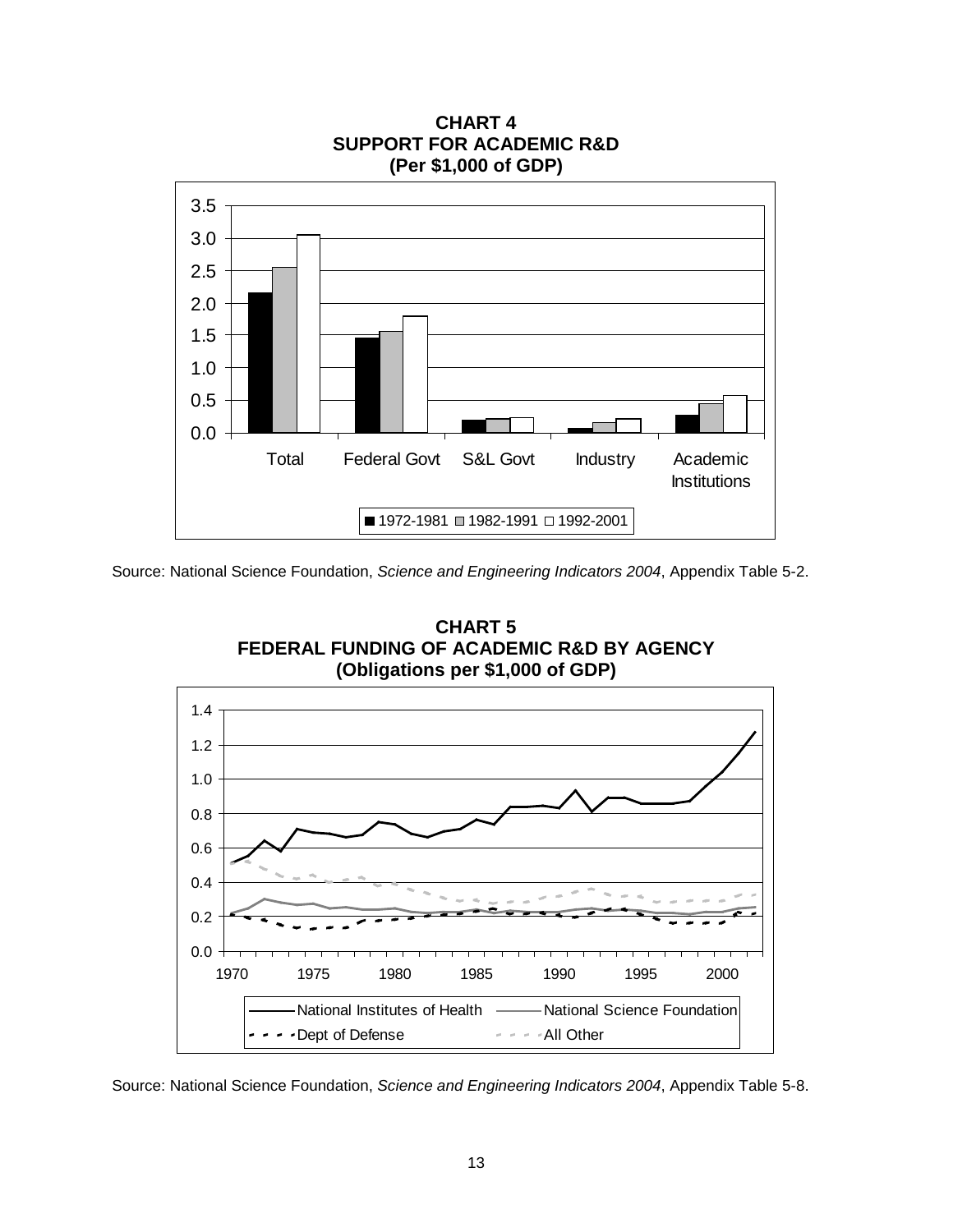**CHART 4**
**SUPPORT FOR ACADEMIC R&D**
**(Per $1,000 of GDP)**

Source: National Science Foundation, *Science and Engineering Indicators 2004*, Appendix Table 5-2.

**CHART 5**
**FEDERAL FUNDING OF ACADEMIC R&D BY AGENCY**
**(Obligations per $1,000 of GDP)**

Source: National Science Foundation, *Science and Engineering Indicators 2004*, Appendix Table 5-8.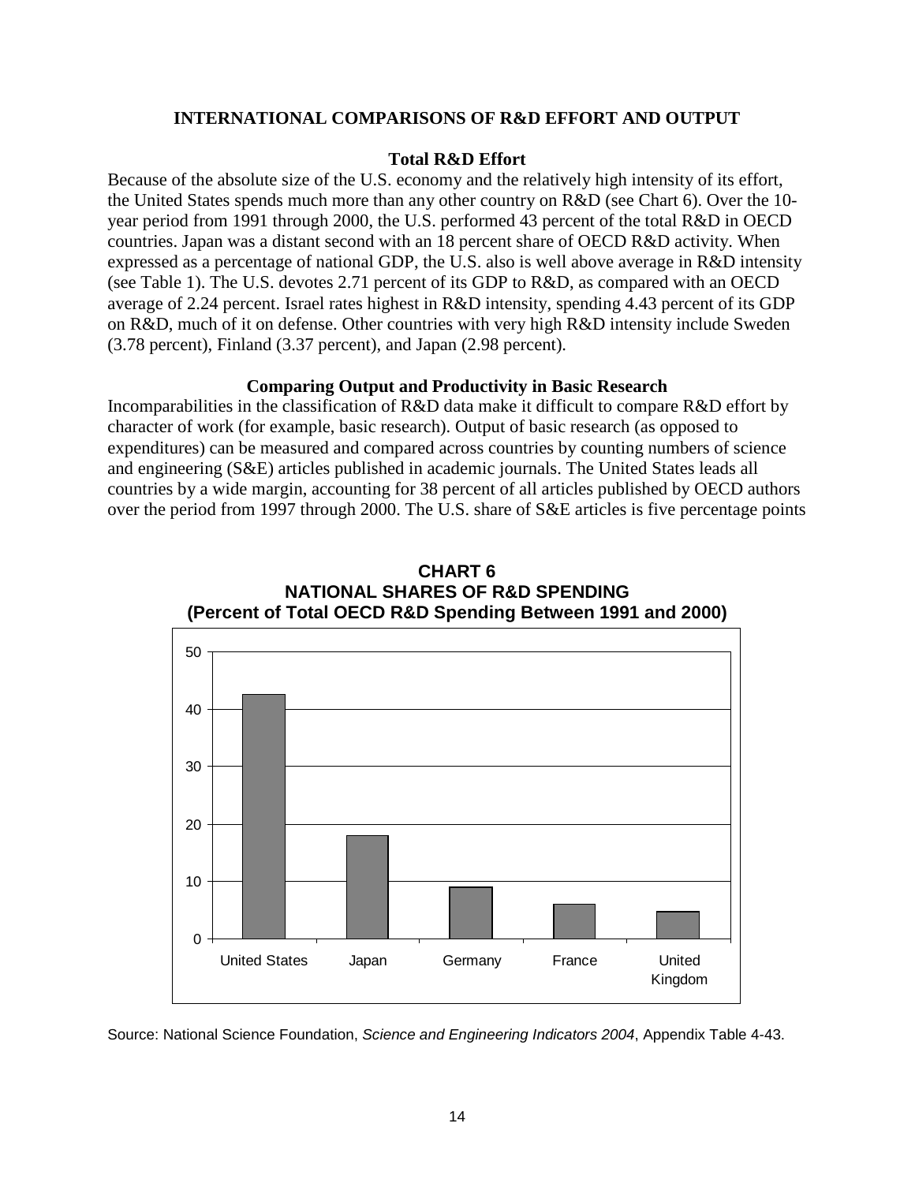## INTERNATIONAL COMPARISONS OF R&D EFFORT AND OUTPUT

### Total R&D Effort

Because of the absolute size of the U.S. economy and the relatively high intensity of its effort, the United States spends much more than any other country on R&D (see Chart 6). Over the 10-year period from 1991 through 2000, the U.S. performed 43 percent of the total R&D in OECD countries. Japan was a distant second with an 18 percent share of OECD R&D activity. When expressed as a percentage of national GDP, the U.S. also is well above average in R&D intensity (see Table 1). The U.S. devotes 2.71 percent of its GDP to R&D, as compared with an OECD average of 2.24 percent. Israel rates highest in R&D intensity, spending 4.43 percent of its GDP on R&D, much of it on defense. Other countries with very high R&D intensity include Sweden (3.78 percent), Finland (3.37 percent), and Japan (2.98 percent).

### Comparing Output and Productivity in Basic Research

Incomparabilities in the classification of R&D data make it difficult to compare R&D effort by character of work (for example, basic research). Output of basic research (as opposed to expenditures) can be measured and compared across countries by counting numbers of science and engineering (S&E) articles published in academic journals. The United States leads all countries by a wide margin, accounting for 38 percent of all articles published by OECD authors over the period from 1997 through 2000. The U.S. share of S&E articles is five percentage points

**CHART 6**
**NATIONAL SHARES OF R&D SPENDING**
**(Percent of Total OECD R&D Spending Between 1991 and 2000)**

| Country | Percent (approx.) |
|---|---|
| United States | 43 |
| Japan | 18 |
| Germany | 9 |
| France | 6 |
| United Kingdom | 5 |

Source: National Science Foundation, *Science and Engineering Indicators 2004*, Appendix Table 4-43.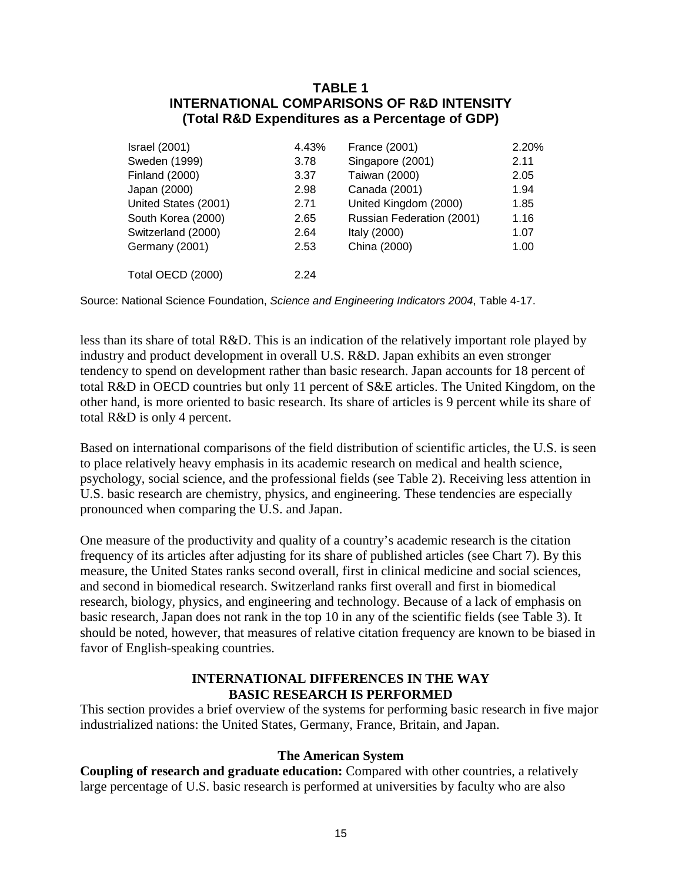**TABLE 1**
**INTERNATIONAL COMPARISONS OF R&D INTENSITY**
**(Total R&D Expenditures as a Percentage of GDP)**

| Country | % | Country | % |
|---|---|---|---|
| Israel (2001) | 4.43% | France (2001) | 2.20% |
| Sweden (1999) | 3.78 | Singapore (2001) | 2.11 |
| Finland (2000) | 3.37 | Taiwan (2000) | 2.05 |
| Japan (2000) | 2.98 | Canada (2001) | 1.94 |
| United States (2001) | 2.71 | United Kingdom (2000) | 1.85 |
| South Korea (2000) | 2.65 | Russian Federation (2001) | 1.16 |
| Switzerland (2000) | 2.64 | Italy (2000) | 1.07 |
| Germany (2001) | 2.53 | China (2000) | 1.00 |
| Total OECD (2000) | 2.24 | | |

Source: National Science Foundation, *Science and Engineering Indicators 2004*, Table 4-17.

less than its share of total R&D. This is an indication of the relatively important role played by industry and product development in overall U.S. R&D. Japan exhibits an even stronger tendency to spend on development rather than basic research. Japan accounts for 18 percent of total R&D in OECD countries but only 11 percent of S&E articles. The United Kingdom, on the other hand, is more oriented to basic research. Its share of articles is 9 percent while its share of total R&D is only 4 percent.

Based on international comparisons of the field distribution of scientific articles, the U.S. is seen to place relatively heavy emphasis in its academic research on medical and health science, psychology, social science, and the professional fields (see Table 2). Receiving less attention in U.S. basic research are chemistry, physics, and engineering. These tendencies are especially pronounced when comparing the U.S. and Japan.

One measure of the productivity and quality of a country's academic research is the citation frequency of its articles after adjusting for its share of published articles (see Chart 7). By this measure, the United States ranks second overall, first in clinical medicine and social sciences, and second in biomedical research. Switzerland ranks first overall and first in biomedical research, biology, physics, and engineering and technology. Because of a lack of emphasis on basic research, Japan does not rank in the top 10 in any of the scientific fields (see Table 3). It should be noted, however, that measures of relative citation frequency are known to be biased in favor of English-speaking countries.

## INTERNATIONAL DIFFERENCES IN THE WAY BASIC RESEARCH IS PERFORMED

This section provides a brief overview of the systems for performing basic research in five major industrialized nations: the United States, Germany, France, Britain, and Japan.

### The American System

**Coupling of research and graduate education:** Compared with other countries, a relatively large percentage of U.S. basic research is performed at universities by faculty who are also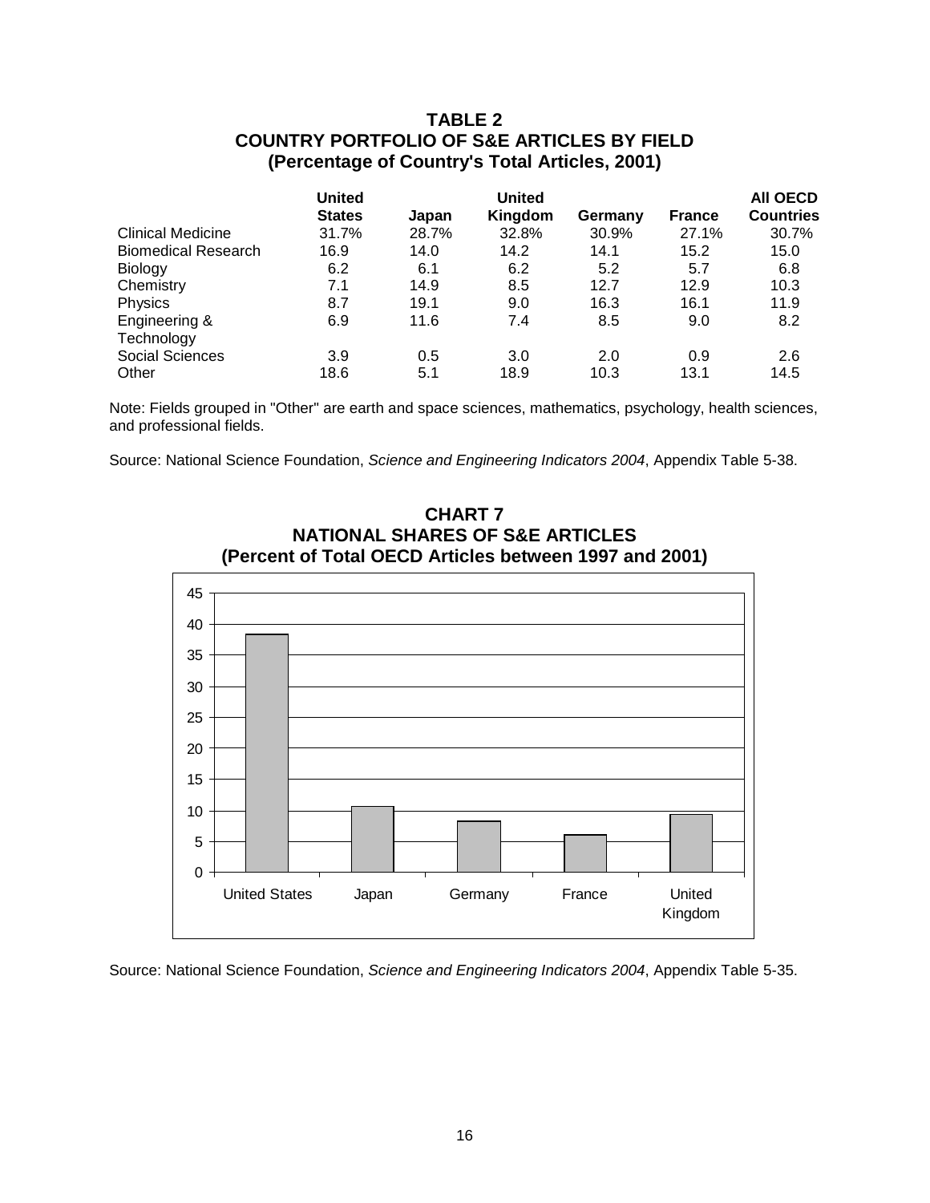**TABLE 2**
**COUNTRY PORTFOLIO OF S&E ARTICLES BY FIELD**
**(Percentage of Country's Total Articles, 2001)**

| | United States | Japan | United Kingdom | Germany | France | All OECD Countries |
|---|---|---|---|---|---|---|
| Clinical Medicine | 31.7% | 28.7% | 32.8% | 30.9% | 27.1% | 30.7% |
| Biomedical Research | 16.9 | 14.0 | 14.2 | 14.1 | 15.2 | 15.0 |
| Biology | 6.2 | 6.1 | 6.2 | 5.2 | 5.7 | 6.8 |
| Chemistry | 7.1 | 14.9 | 8.5 | 12.7 | 12.9 | 10.3 |
| Physics | 8.7 | 19.1 | 9.0 | 16.3 | 16.1 | 11.9 |
| Engineering & Technology | 6.9 | 11.6 | 7.4 | 8.5 | 9.0 | 8.2 |
| Social Sciences | 3.9 | 0.5 | 3.0 | 2.0 | 0.9 | 2.6 |
| Other | 18.6 | 5.1 | 18.9 | 10.3 | 13.1 | 14.5 |

Note: Fields grouped in "Other" are earth and space sciences, mathematics, psychology, health sciences, and professional fields.

Source: National Science Foundation, *Science and Engineering Indicators 2004*, Appendix Table 5-38.

**CHART 7**
**NATIONAL SHARES OF S&E ARTICLES**
**(Percent of Total OECD Articles between 1997 and 2001)**

Source: National Science Foundation, *Science and Engineering Indicators 2004*, Appendix Table 5-35.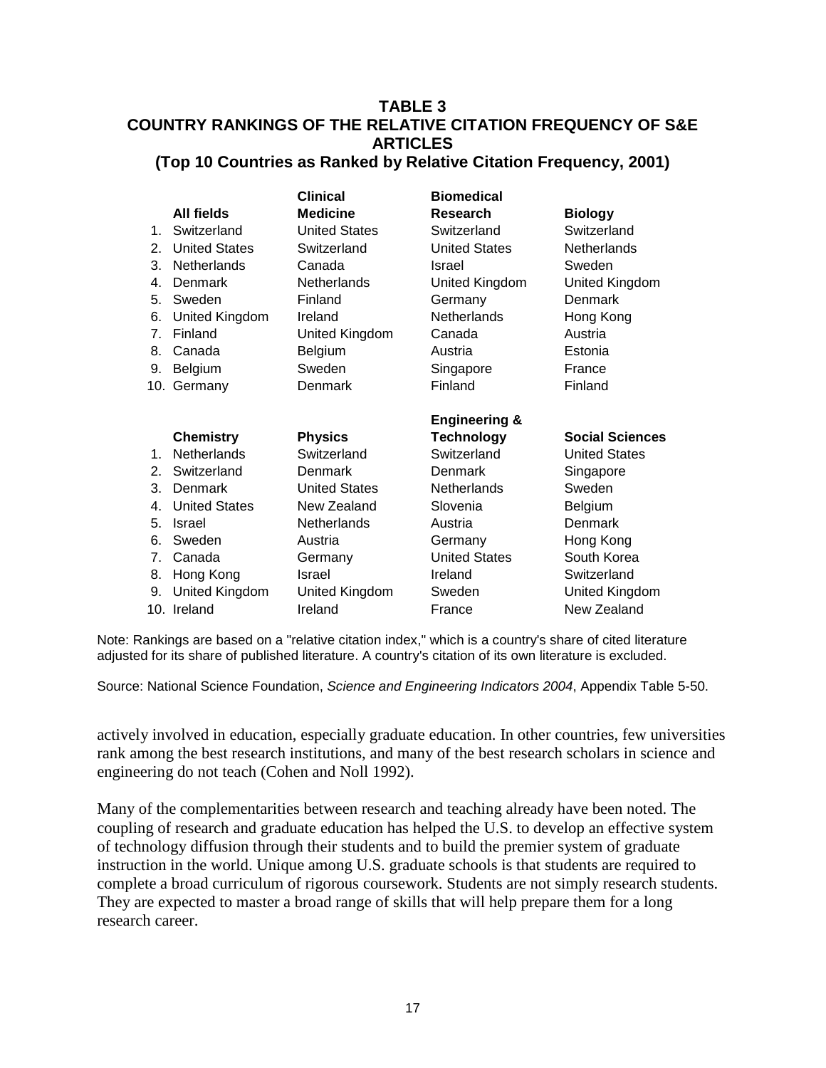**TABLE 3**
**COUNTRY RANKINGS OF THE RELATIVE CITATION FREQUENCY OF S&E ARTICLES**
**(Top 10 Countries as Ranked by Relative Citation Frequency, 2001)**

| | All fields | Clinical Medicine | Biomedical Research | Biology |
|---|---|---|---|---|
| 1. | Switzerland | United States | Switzerland | Switzerland |
| 2. | United States | Switzerland | United States | Netherlands |
| 3. | Netherlands | Canada | Israel | Sweden |
| 4. | Denmark | Netherlands | United Kingdom | United Kingdom |
| 5. | Sweden | Finland | Germany | Denmark |
| 6. | United Kingdom | Ireland | Netherlands | Hong Kong |
| 7. | Finland | United Kingdom | Canada | Austria |
| 8. | Canada | Belgium | Austria | Estonia |
| 9. | Belgium | Sweden | Singapore | France |
| 10. | Germany | Denmark | Finland | Finland |
| | **Chemistry** | **Physics** | **Engineering & Technology** | **Social Sciences** |
| 1. | Netherlands | Switzerland | Switzerland | United States |
| 2. | Switzerland | Denmark | Denmark | Singapore |
| 3. | Denmark | United States | Netherlands | Sweden |
| 4. | United States | New Zealand | Slovenia | Belgium |
| 5. | Israel | Netherlands | Austria | Denmark |
| 6. | Sweden | Austria | Germany | Hong Kong |
| 7. | Canada | Germany | United States | South Korea |
| 8. | Hong Kong | Israel | Ireland | Switzerland |
| 9. | United Kingdom | United Kingdom | Sweden | United Kingdom |
| 10. | Ireland | Ireland | France | New Zealand |

Note: Rankings are based on a "relative citation index," which is a country's share of cited literature adjusted for its share of published literature. A country's citation of its own literature is excluded.

Source: National Science Foundation, *Science and Engineering Indicators 2004*, Appendix Table 5-50.

actively involved in education, especially graduate education. In other countries, few universities rank among the best research institutions, and many of the best research scholars in science and engineering do not teach (Cohen and Noll 1992).

Many of the complementarities between research and teaching already have been noted. The coupling of research and graduate education has helped the U.S. to develop an effective system of technology diffusion through their students and to build the premier system of graduate instruction in the world. Unique among U.S. graduate schools is that students are required to complete a broad curriculum of rigorous coursework. Students are not simply research students. They are expected to master a broad range of skills that will help prepare them for a long research career.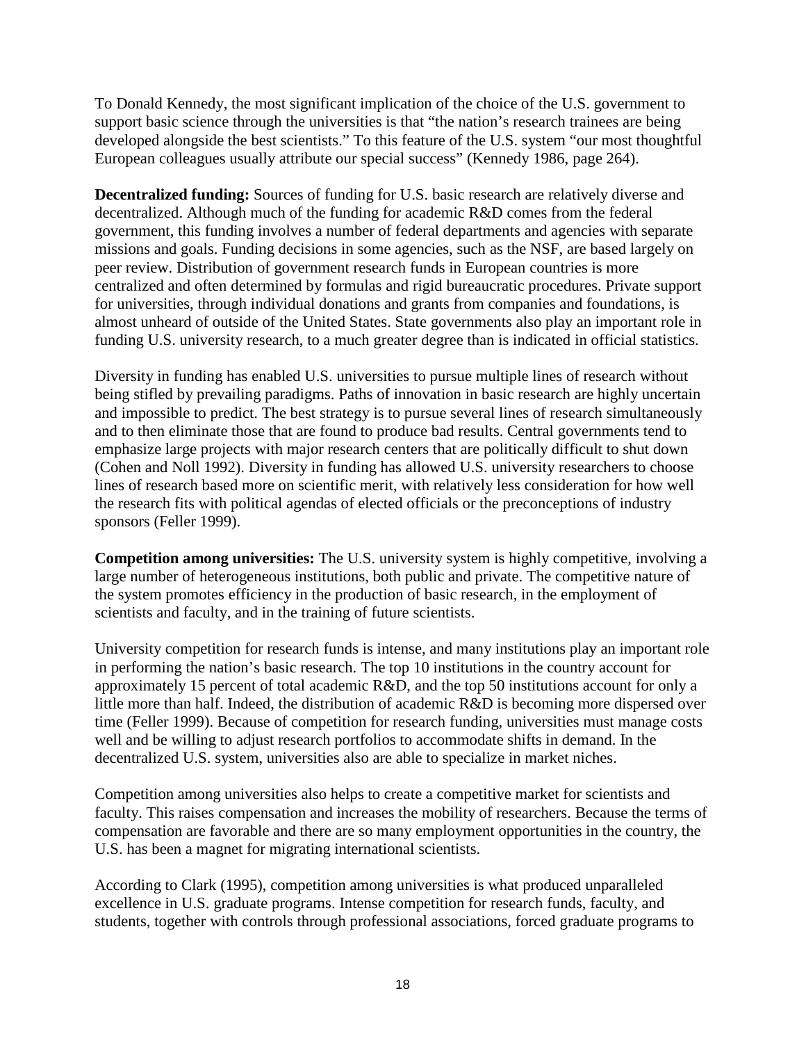To Donald Kennedy, the most significant implication of the choice of the U.S. government to support basic science through the universities is that "the nation's research trainees are being developed alongside the best scientists." To this feature of the U.S. system "our most thoughtful European colleagues usually attribute our special success" (Kennedy 1986, page 264).

**Decentralized funding:** Sources of funding for U.S. basic research are relatively diverse and decentralized. Although much of the funding for academic R&D comes from the federal government, this funding involves a number of federal departments and agencies with separate missions and goals. Funding decisions in some agencies, such as the NSF, are based largely on peer review. Distribution of government research funds in European countries is more centralized and often determined by formulas and rigid bureaucratic procedures. Private support for universities, through individual donations and grants from companies and foundations, is almost unheard of outside of the United States. State governments also play an important role in funding U.S. university research, to a much greater degree than is indicated in official statistics.

Diversity in funding has enabled U.S. universities to pursue multiple lines of research without being stifled by prevailing paradigms. Paths of innovation in basic research are highly uncertain and impossible to predict. The best strategy is to pursue several lines of research simultaneously and to then eliminate those that are found to produce bad results. Central governments tend to emphasize large projects with major research centers that are politically difficult to shut down (Cohen and Noll 1992). Diversity in funding has allowed U.S. university researchers to choose lines of research based more on scientific merit, with relatively less consideration for how well the research fits with political agendas of elected officials or the preconceptions of industry sponsors (Feller 1999).

**Competition among universities:** The U.S. university system is highly competitive, involving a large number of heterogeneous institutions, both public and private. The competitive nature of the system promotes efficiency in the production of basic research, in the employment of scientists and faculty, and in the training of future scientists.

University competition for research funds is intense, and many institutions play an important role in performing the nation's basic research. The top 10 institutions in the country account for approximately 15 percent of total academic R&D, and the top 50 institutions account for only a little more than half. Indeed, the distribution of academic R&D is becoming more dispersed over time (Feller 1999). Because of competition for research funding, universities must manage costs well and be willing to adjust research portfolios to accommodate shifts in demand. In the decentralized U.S. system, universities also are able to specialize in market niches.

Competition among universities also helps to create a competitive market for scientists and faculty. This raises compensation and increases the mobility of researchers. Because the terms of compensation are favorable and there are so many employment opportunities in the country, the U.S. has been a magnet for migrating international scientists.

According to Clark (1995), competition among universities is what produced unparalleled excellence in U.S. graduate programs. Intense competition for research funds, faculty, and students, together with controls through professional associations, forced graduate programs to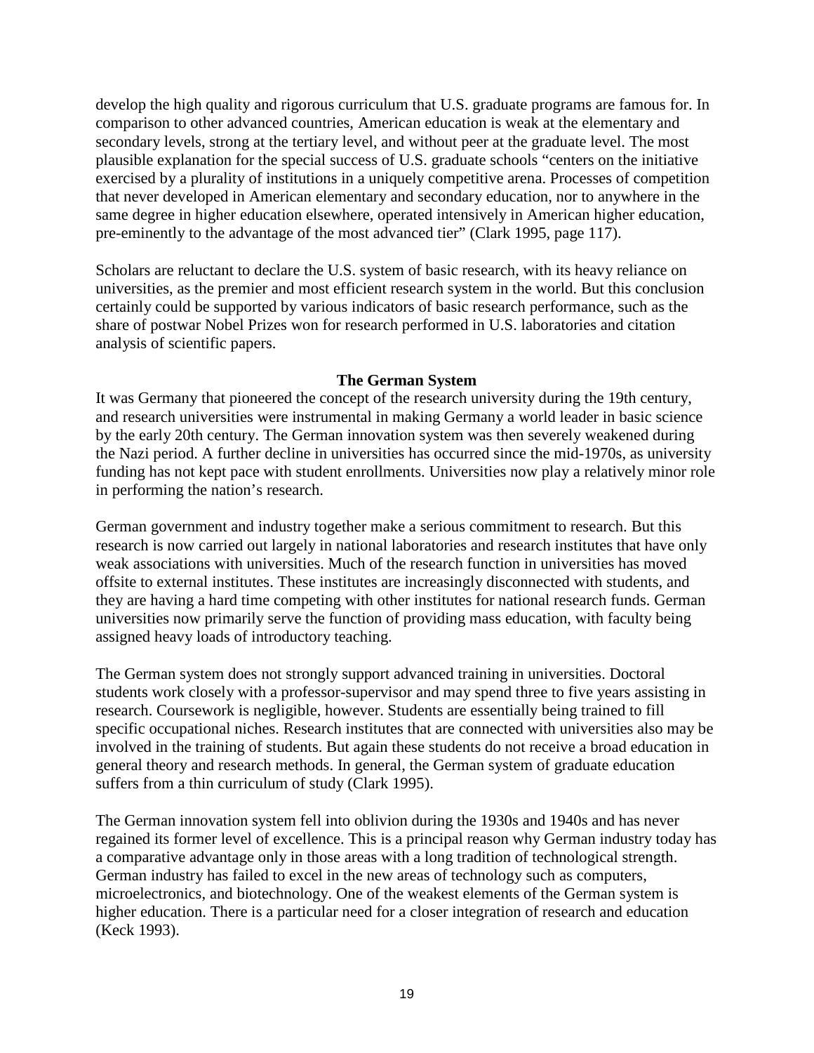develop the high quality and rigorous curriculum that U.S. graduate programs are famous for. In comparison to other advanced countries, American education is weak at the elementary and secondary levels, strong at the tertiary level, and without peer at the graduate level. The most plausible explanation for the special success of U.S. graduate schools "centers on the initiative exercised by a plurality of institutions in a uniquely competitive arena. Processes of competition that never developed in American elementary and secondary education, nor to anywhere in the same degree in higher education elsewhere, operated intensively in American higher education, pre-eminently to the advantage of the most advanced tier" (Clark 1995, page 117).

Scholars are reluctant to declare the U.S. system of basic research, with its heavy reliance on universities, as the premier and most efficient research system in the world. But this conclusion certainly could be supported by various indicators of basic research performance, such as the share of postwar Nobel Prizes won for research performed in U.S. laboratories and citation analysis of scientific papers.

## The German System

It was Germany that pioneered the concept of the research university during the 19th century, and research universities were instrumental in making Germany a world leader in basic science by the early 20th century. The German innovation system was then severely weakened during the Nazi period. A further decline in universities has occurred since the mid-1970s, as university funding has not kept pace with student enrollments. Universities now play a relatively minor role in performing the nation's research.

German government and industry together make a serious commitment to research. But this research is now carried out largely in national laboratories and research institutes that have only weak associations with universities. Much of the research function in universities has moved offsite to external institutes. These institutes are increasingly disconnected with students, and they are having a hard time competing with other institutes for national research funds. German universities now primarily serve the function of providing mass education, with faculty being assigned heavy loads of introductory teaching.

The German system does not strongly support advanced training in universities. Doctoral students work closely with a professor-supervisor and may spend three to five years assisting in research. Coursework is negligible, however. Students are essentially being trained to fill specific occupational niches. Research institutes that are connected with universities also may be involved in the training of students. But again these students do not receive a broad education in general theory and research methods. In general, the German system of graduate education suffers from a thin curriculum of study (Clark 1995).

The German innovation system fell into oblivion during the 1930s and 1940s and has never regained its former level of excellence. This is a principal reason why German industry today has a comparative advantage only in those areas with a long tradition of technological strength. German industry has failed to excel in the new areas of technology such as computers, microelectronics, and biotechnology. One of the weakest elements of the German system is higher education. There is a particular need for a closer integration of research and education (Keck 1993).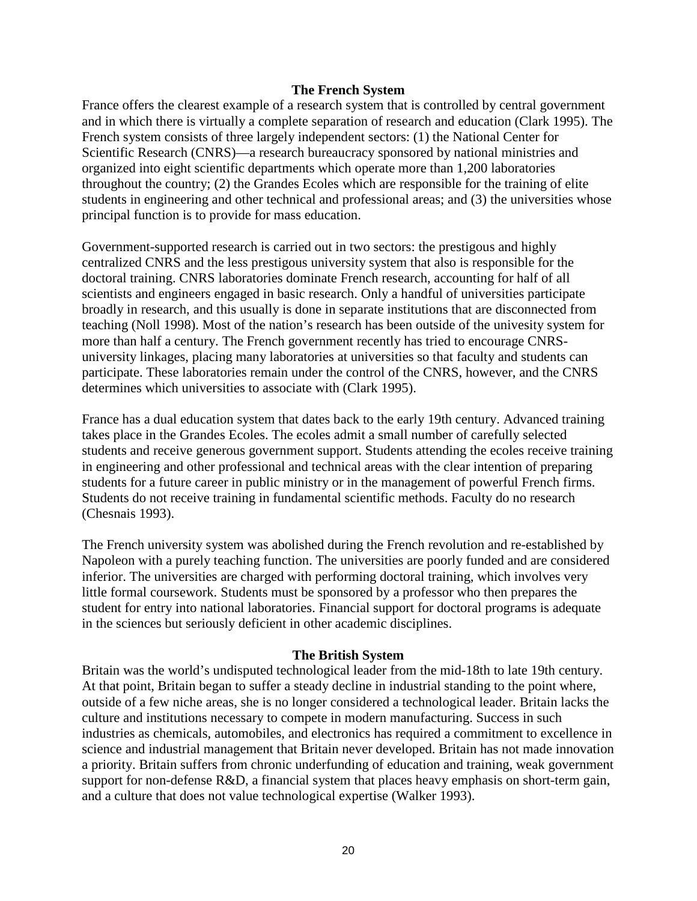## The French System

France offers the clearest example of a research system that is controlled by central government and in which there is virtually a complete separation of research and education (Clark 1995). The French system consists of three largely independent sectors: (1) the National Center for Scientific Research (CNRS)—a research bureaucracy sponsored by national ministries and organized into eight scientific departments which operate more than 1,200 laboratories throughout the country; (2) the Grandes Ecoles which are responsible for the training of elite students in engineering and other technical and professional areas; and (3) the universities whose principal function is to provide for mass education.

Government-supported research is carried out in two sectors: the prestigous and highly centralized CNRS and the less prestigous university system that also is responsible for the doctoral training. CNRS laboratories dominate French research, accounting for half of all scientists and engineers engaged in basic research. Only a handful of universities participate broadly in research, and this usually is done in separate institutions that are disconnected from teaching (Noll 1998). Most of the nation's research has been outside of the univesity system for more than half a century. The French government recently has tried to encourage CNRS-university linkages, placing many laboratories at universities so that faculty and students can participate. These laboratories remain under the control of the CNRS, however, and the CNRS determines which universities to associate with (Clark 1995).

France has a dual education system that dates back to the early 19th century. Advanced training takes place in the Grandes Ecoles. The ecoles admit a small number of carefully selected students and receive generous government support. Students attending the ecoles receive training in engineering and other professional and technical areas with the clear intention of preparing students for a future career in public ministry or in the management of powerful French firms. Students do not receive training in fundamental scientific methods. Faculty do no research (Chesnais 1993).

The French university system was abolished during the French revolution and re-established by Napoleon with a purely teaching function. The universities are poorly funded and are considered inferior. The universities are charged with performing doctoral training, which involves very little formal coursework. Students must be sponsored by a professor who then prepares the student for entry into national laboratories. Financial support for doctoral programs is adequate in the sciences but seriously deficient in other academic disciplines.

## The British System

Britain was the world's undisputed technological leader from the mid-18th to late 19th century. At that point, Britain began to suffer a steady decline in industrial standing to the point where, outside of a few niche areas, she is no longer considered a technological leader. Britain lacks the culture and institutions necessary to compete in modern manufacturing. Success in such industries as chemicals, automobiles, and electronics has required a commitment to excellence in science and industrial management that Britain never developed. Britain has not made innovation a priority. Britain suffers from chronic underfunding of education and training, weak government support for non-defense R&D, a financial system that places heavy emphasis on short-term gain, and a culture that does not value technological expertise (Walker 1993).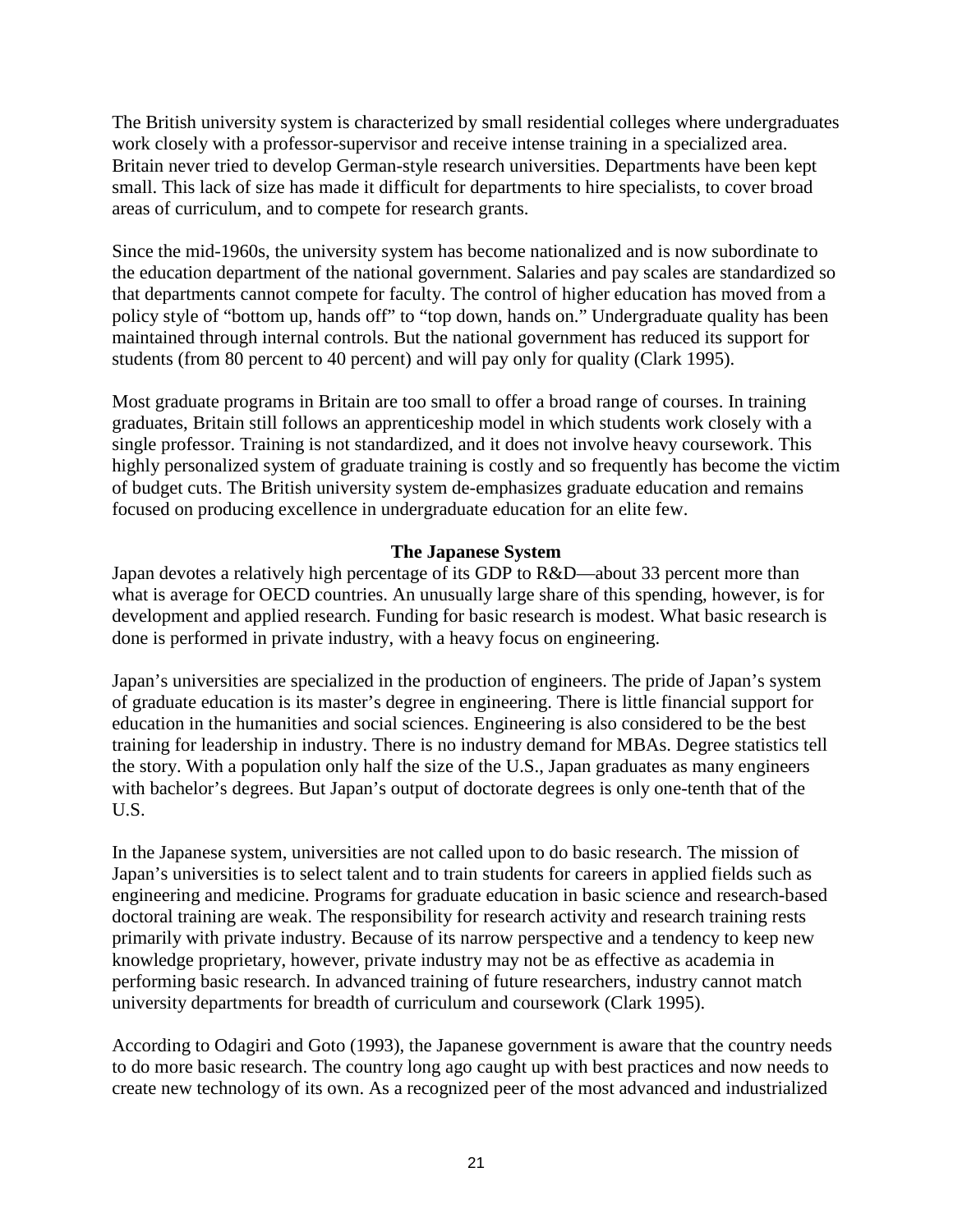The British university system is characterized by small residential colleges where undergraduates work closely with a professor-supervisor and receive intense training in a specialized area. Britain never tried to develop German-style research universities. Departments have been kept small. This lack of size has made it difficult for departments to hire specialists, to cover broad areas of curriculum, and to compete for research grants.

Since the mid-1960s, the university system has become nationalized and is now subordinate to the education department of the national government. Salaries and pay scales are standardized so that departments cannot compete for faculty. The control of higher education has moved from a policy style of "bottom up, hands off" to "top down, hands on." Undergraduate quality has been maintained through internal controls. But the national government has reduced its support for students (from 80 percent to 40 percent) and will pay only for quality (Clark 1995).

Most graduate programs in Britain are too small to offer a broad range of courses. In training graduates, Britain still follows an apprenticeship model in which students work closely with a single professor. Training is not standardized, and it does not involve heavy coursework. This highly personalized system of graduate training is costly and so frequently has become the victim of budget cuts. The British university system de-emphasizes graduate education and remains focused on producing excellence in undergraduate education for an elite few.

## The Japanese System

Japan devotes a relatively high percentage of its GDP to R&D—about 33 percent more than what is average for OECD countries. An unusually large share of this spending, however, is for development and applied research. Funding for basic research is modest. What basic research is done is performed in private industry, with a heavy focus on engineering.

Japan's universities are specialized in the production of engineers. The pride of Japan's system of graduate education is its master's degree in engineering. There is little financial support for education in the humanities and social sciences. Engineering is also considered to be the best training for leadership in industry. There is no industry demand for MBAs. Degree statistics tell the story. With a population only half the size of the U.S., Japan graduates as many engineers with bachelor's degrees. But Japan's output of doctorate degrees is only one-tenth that of the U.S.

In the Japanese system, universities are not called upon to do basic research. The mission of Japan's universities is to select talent and to train students for careers in applied fields such as engineering and medicine. Programs for graduate education in basic science and research-based doctoral training are weak. The responsibility for research activity and research training rests primarily with private industry. Because of its narrow perspective and a tendency to keep new knowledge proprietary, however, private industry may not be as effective as academia in performing basic research. In advanced training of future researchers, industry cannot match university departments for breadth of curriculum and coursework (Clark 1995).

According to Odagiri and Goto (1993), the Japanese government is aware that the country needs to do more basic research. The country long ago caught up with best practices and now needs to create new technology of its own. As a recognized peer of the most advanced and industrialized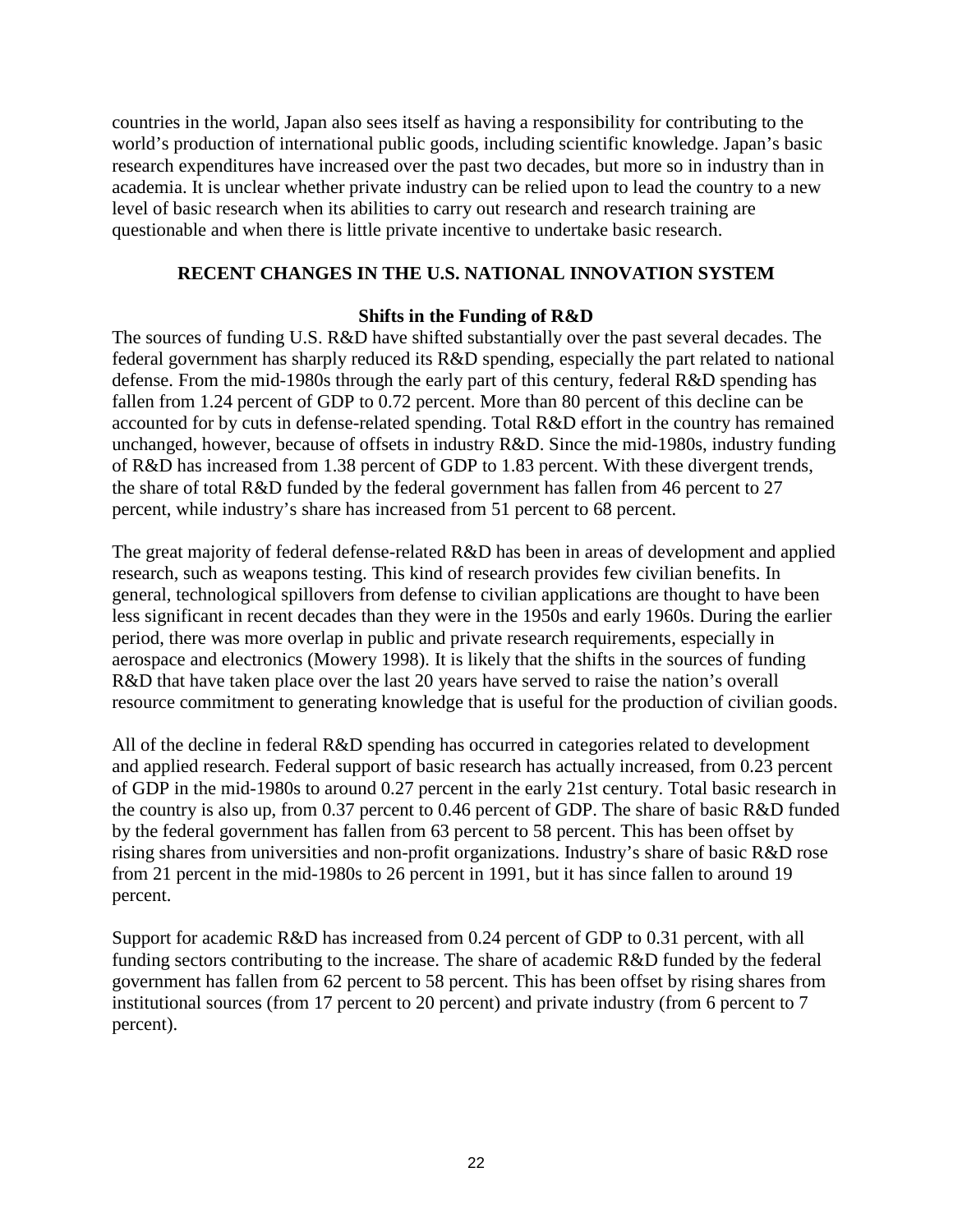countries in the world, Japan also sees itself as having a responsibility for contributing to the world's production of international public goods, including scientific knowledge. Japan's basic research expenditures have increased over the past two decades, but more so in industry than in academia. It is unclear whether private industry can be relied upon to lead the country to a new level of basic research when its abilities to carry out research and research training are questionable and when there is little private incentive to undertake basic research.

## RECENT CHANGES IN THE U.S. NATIONAL INNOVATION SYSTEM

### Shifts in the Funding of R&D

The sources of funding U.S. R&D have shifted substantially over the past several decades. The federal government has sharply reduced its R&D spending, especially the part related to national defense. From the mid-1980s through the early part of this century, federal R&D spending has fallen from 1.24 percent of GDP to 0.72 percent. More than 80 percent of this decline can be accounted for by cuts in defense-related spending. Total R&D effort in the country has remained unchanged, however, because of offsets in industry R&D. Since the mid-1980s, industry funding of R&D has increased from 1.38 percent of GDP to 1.83 percent. With these divergent trends, the share of total R&D funded by the federal government has fallen from 46 percent to 27 percent, while industry's share has increased from 51 percent to 68 percent.

The great majority of federal defense-related R&D has been in areas of development and applied research, such as weapons testing. This kind of research provides few civilian benefits. In general, technological spillovers from defense to civilian applications are thought to have been less significant in recent decades than they were in the 1950s and early 1960s. During the earlier period, there was more overlap in public and private research requirements, especially in aerospace and electronics (Mowery 1998). It is likely that the shifts in the sources of funding R&D that have taken place over the last 20 years have served to raise the nation's overall resource commitment to generating knowledge that is useful for the production of civilian goods.

All of the decline in federal R&D spending has occurred in categories related to development and applied research. Federal support of basic research has actually increased, from 0.23 percent of GDP in the mid-1980s to around 0.27 percent in the early 21st century. Total basic research in the country is also up, from 0.37 percent to 0.46 percent of GDP. The share of basic R&D funded by the federal government has fallen from 63 percent to 58 percent. This has been offset by rising shares from universities and non-profit organizations. Industry's share of basic R&D rose from 21 percent in the mid-1980s to 26 percent in 1991, but it has since fallen to around 19 percent.

Support for academic R&D has increased from 0.24 percent of GDP to 0.31 percent, with all funding sectors contributing to the increase. The share of academic R&D funded by the federal government has fallen from 62 percent to 58 percent. This has been offset by rising shares from institutional sources (from 17 percent to 20 percent) and private industry (from 6 percent to 7 percent).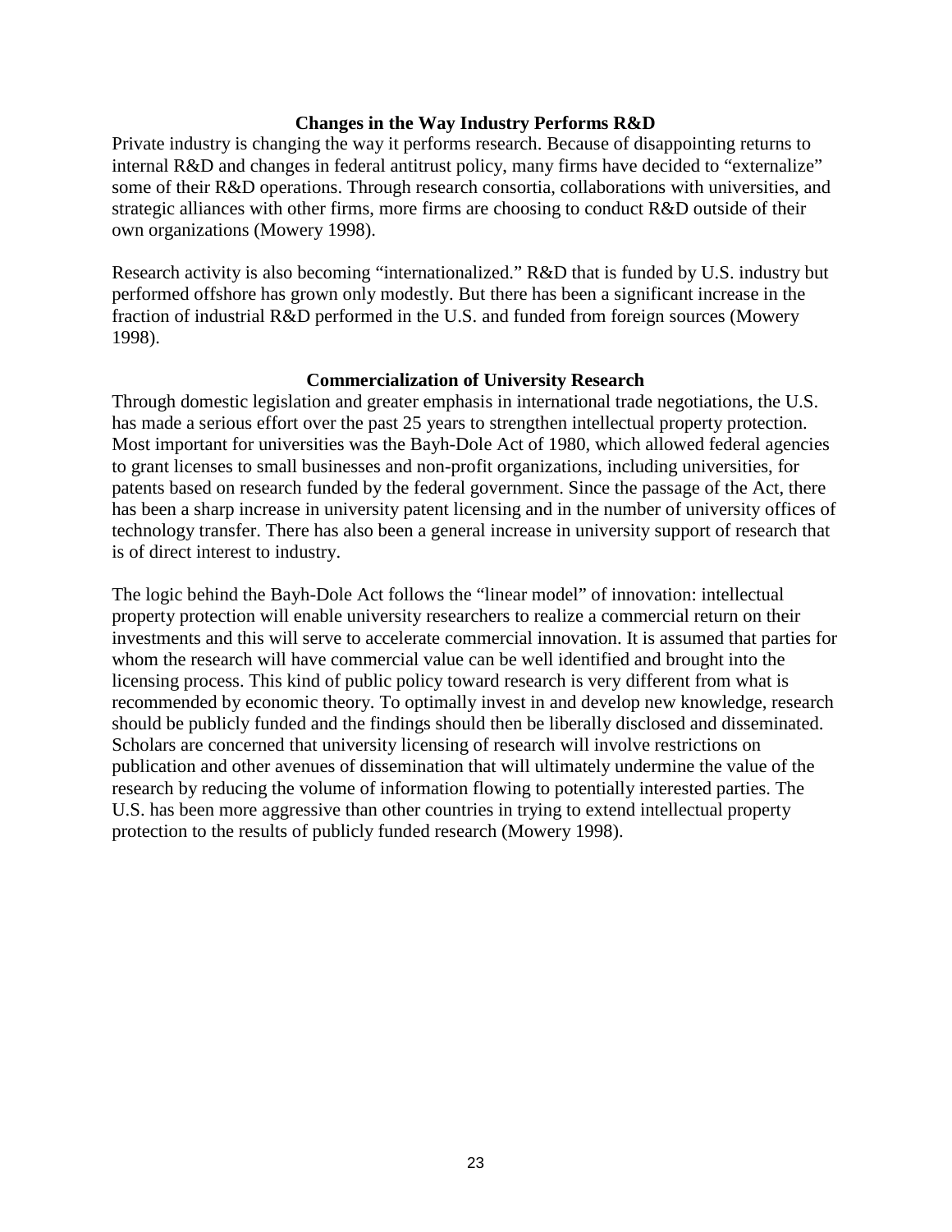### Changes in the Way Industry Performs R&D

Private industry is changing the way it performs research. Because of disappointing returns to internal R&D and changes in federal antitrust policy, many firms have decided to "externalize" some of their R&D operations. Through research consortia, collaborations with universities, and strategic alliances with other firms, more firms are choosing to conduct R&D outside of their own organizations (Mowery 1998).

Research activity is also becoming "internationalized." R&D that is funded by U.S. industry but performed offshore has grown only modestly. But there has been a significant increase in the fraction of industrial R&D performed in the U.S. and funded from foreign sources (Mowery 1998).

### Commercialization of University Research

Through domestic legislation and greater emphasis in international trade negotiations, the U.S. has made a serious effort over the past 25 years to strengthen intellectual property protection. Most important for universities was the Bayh-Dole Act of 1980, which allowed federal agencies to grant licenses to small businesses and non-profit organizations, including universities, for patents based on research funded by the federal government. Since the passage of the Act, there has been a sharp increase in university patent licensing and in the number of university offices of technology transfer. There has also been a general increase in university support of research that is of direct interest to industry.

The logic behind the Bayh-Dole Act follows the "linear model" of innovation: intellectual property protection will enable university researchers to realize a commercial return on their investments and this will serve to accelerate commercial innovation. It is assumed that parties for whom the research will have commercial value can be well identified and brought into the licensing process. This kind of public policy toward research is very different from what is recommended by economic theory. To optimally invest in and develop new knowledge, research should be publicly funded and the findings should then be liberally disclosed and disseminated. Scholars are concerned that university licensing of research will involve restrictions on publication and other avenues of dissemination that will ultimately undermine the value of the research by reducing the volume of information flowing to potentially interested parties. The U.S. has been more aggressive than other countries in trying to extend intellectual property protection to the results of publicly funded research (Mowery 1998).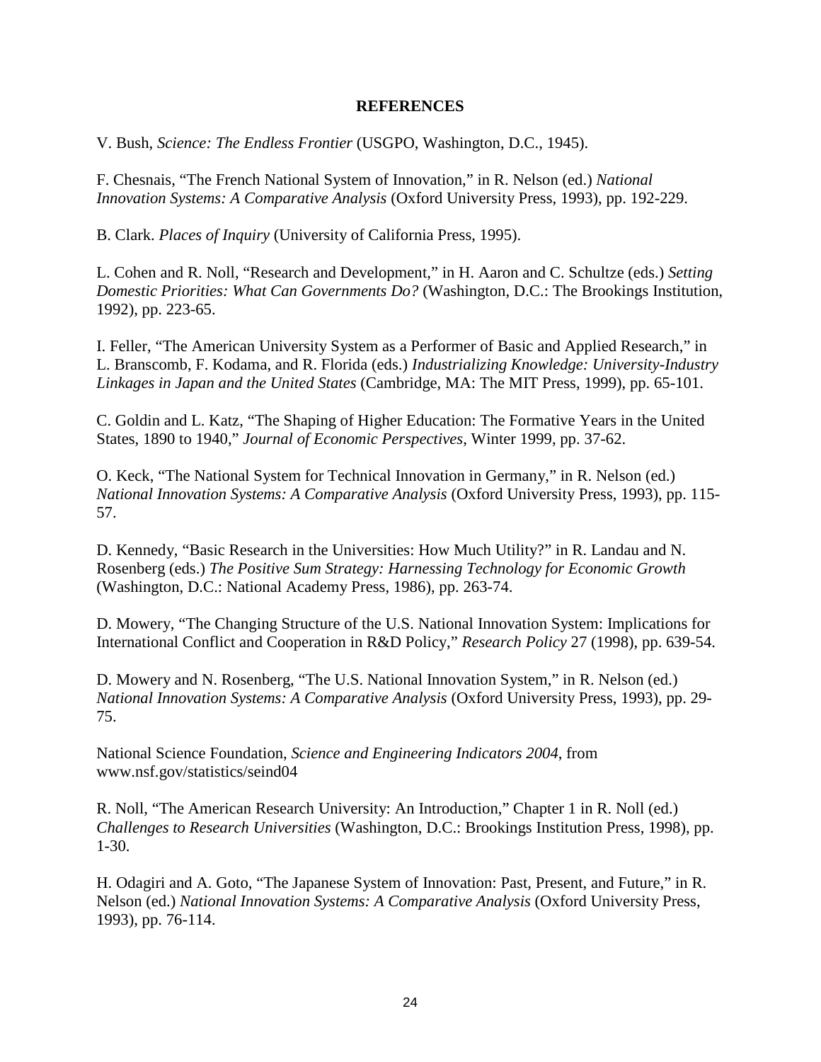## REFERENCES

V. Bush, *Science: The Endless Frontier* (USGPO, Washington, D.C., 1945).

F. Chesnais, "The French National System of Innovation," in R. Nelson (ed.) *National Innovation Systems: A Comparative Analysis* (Oxford University Press, 1993), pp. 192-229.

B. Clark. *Places of Inquiry* (University of California Press, 1995).

L. Cohen and R. Noll, "Research and Development," in H. Aaron and C. Schultze (eds.) *Setting Domestic Priorities: What Can Governments Do?* (Washington, D.C.: The Brookings Institution, 1992), pp. 223-65.

I. Feller, "The American University System as a Performer of Basic and Applied Research," in L. Branscomb, F. Kodama, and R. Florida (eds.) *Industrializing Knowledge: University-Industry Linkages in Japan and the United States* (Cambridge, MA: The MIT Press, 1999), pp. 65-101.

C. Goldin and L. Katz, "The Shaping of Higher Education: The Formative Years in the United States, 1890 to 1940," *Journal of Economic Perspectives*, Winter 1999, pp. 37-62.

O. Keck, "The National System for Technical Innovation in Germany," in R. Nelson (ed.) *National Innovation Systems: A Comparative Analysis* (Oxford University Press, 1993), pp. 115-57.

D. Kennedy, "Basic Research in the Universities: How Much Utility?" in R. Landau and N. Rosenberg (eds.) *The Positive Sum Strategy: Harnessing Technology for Economic Growth* (Washington, D.C.: National Academy Press, 1986), pp. 263-74.

D. Mowery, "The Changing Structure of the U.S. National Innovation System: Implications for International Conflict and Cooperation in R&D Policy," *Research Policy* 27 (1998), pp. 639-54.

D. Mowery and N. Rosenberg, "The U.S. National Innovation System," in R. Nelson (ed.) *National Innovation Systems: A Comparative Analysis* (Oxford University Press, 1993), pp. 29-75.

National Science Foundation, *Science and Engineering Indicators 2004*, from www.nsf.gov/statistics/seind04

R. Noll, "The American Research University: An Introduction," Chapter 1 in R. Noll (ed.) *Challenges to Research Universities* (Washington, D.C.: Brookings Institution Press, 1998), pp. 1-30.

H. Odagiri and A. Goto, "The Japanese System of Innovation: Past, Present, and Future," in R. Nelson (ed.) *National Innovation Systems: A Comparative Analysis* (Oxford University Press, 1993), pp. 76-114.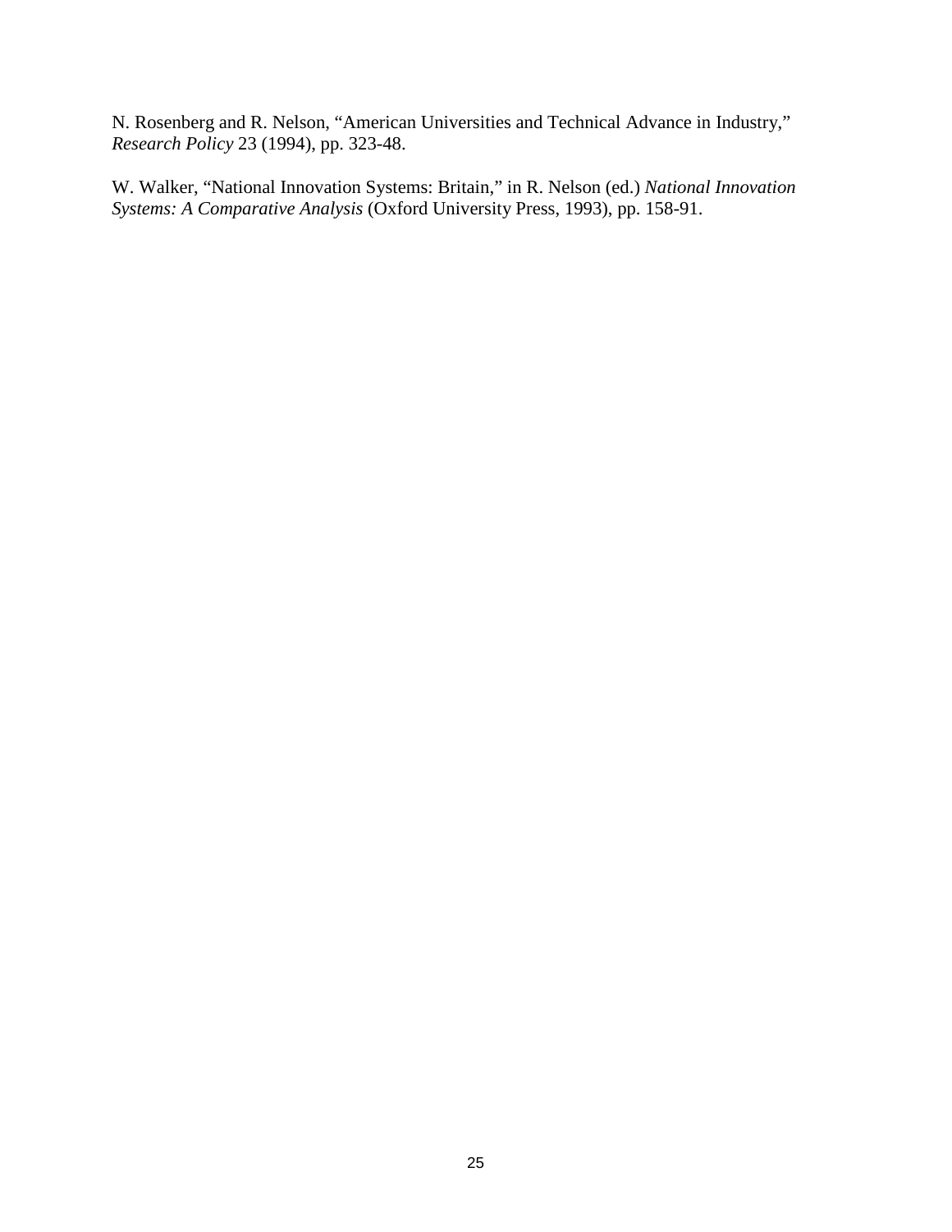N. Rosenberg and R. Nelson, "American Universities and Technical Advance in Industry," *Research Policy* 23 (1994), pp. 323-48.

W. Walker, "National Innovation Systems: Britain," in R. Nelson (ed.) *National Innovation Systems: A Comparative Analysis* (Oxford University Press, 1993), pp. 158-91.